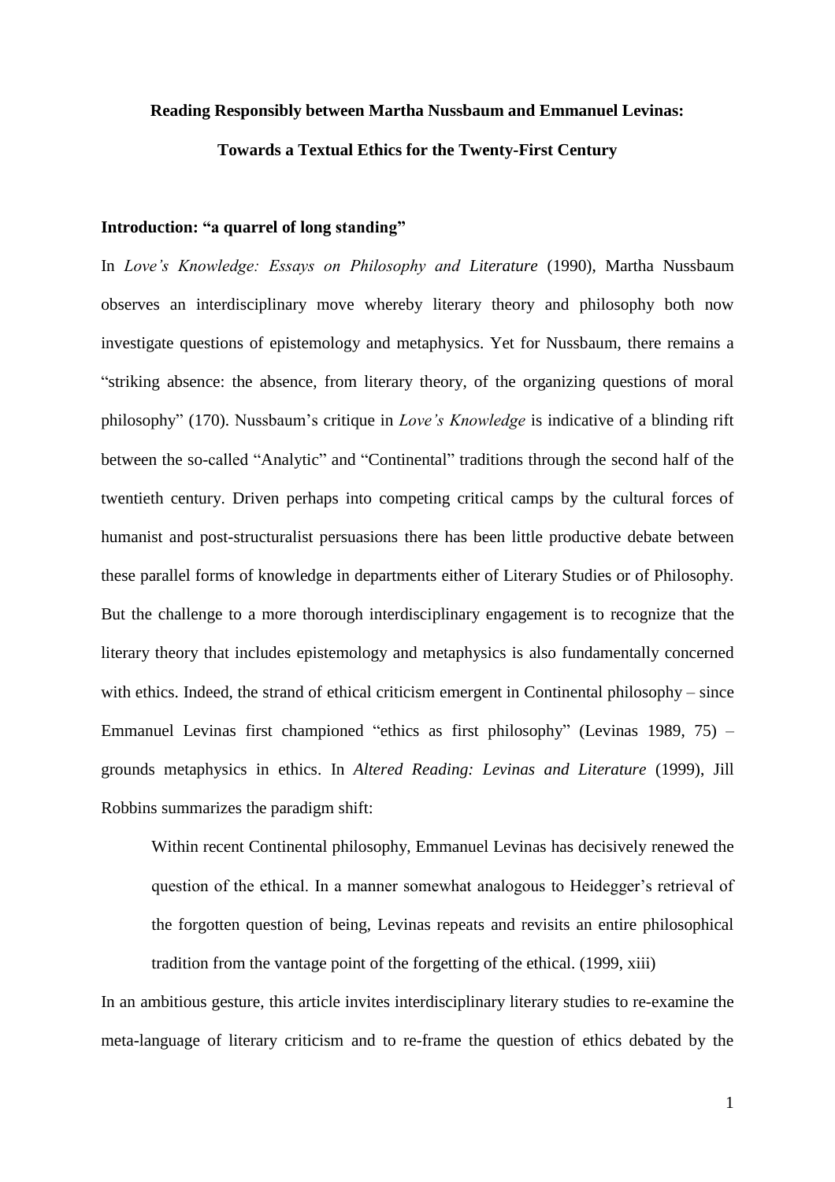# Reading Responsibly between Martha Nussbaum and Emmanuel Levinas: Towards a Textual Ethics for the Twenty-First Century

## Introduction: "a quarrel of long standing"

In *Love's Knowledge: Essays on Philosophy and Literature* (1990), Martha Nussbaum observes an interdisciplinary move whereby literary theory and philosophy both now investigate questions of epistemology and metaphysics. Yet for Nussbaum, there remains a "striking absence: the absence, from literary theory, of the organizing questions of moral philosophy" (170). Nussbaum's critique in *Love's Knowledge* is indicative of a blinding rift between the so-called "Analytic" and "Continental" traditions through the second half of the twentieth century. Driven perhaps into competing critical camps by the cultural forces of humanist and post-structuralist persuasions there has been little productive debate between these parallel forms of knowledge in departments either of Literary Studies or of Philosophy. But the challenge to a more thorough interdisciplinary engagement is to recognize that the literary theory that includes epistemology and metaphysics is also fundamentally concerned with ethics. Indeed, the strand of ethical criticism emergent in Continental philosophy – since Emmanuel Levinas first championed "ethics as first philosophy" (Levinas 1989, 75) – grounds metaphysics in ethics. In *Altered Reading: Levinas and Literature* (1999), Jill Robbins summarizes the paradigm shift:

> Within recent Continental philosophy, Emmanuel Levinas has decisively renewed the question of the ethical. In a manner somewhat analogous to Heidegger's retrieval of the forgotten question of being, Levinas repeats and revisits an entire philosophical tradition from the vantage point of the forgetting of the ethical. (1999, xiii)

In an ambitious gesture, this article invites interdisciplinary literary studies to re-examine the meta-language of literary criticism and to re-frame the question of ethics debated by the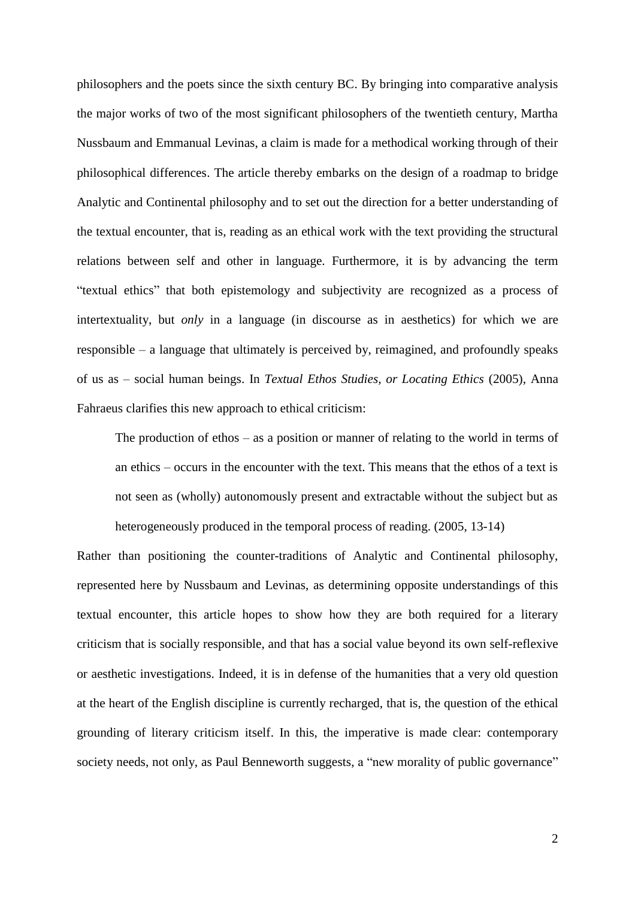philosophers and the poets since the sixth century BC. By bringing into comparative analysis the major works of two of the most significant philosophers of the twentieth century, Martha Nussbaum and Emmanual Levinas, a claim is made for a methodical working through of their philosophical differences. The article thereby embarks on the design of a roadmap to bridge Analytic and Continental philosophy and to set out the direction for a better understanding of the textual encounter, that is, reading as an ethical work with the text providing the structural relations between self and other in language. Furthermore, it is by advancing the term "textual ethics" that both epistemology and subjectivity are recognized as a process of intertextuality, but *only* in a language (in discourse as in aesthetics) for which we are responsible – a language that ultimately is perceived by, reimagined, and profoundly speaks of us as – social human beings. In *Textual Ethos Studies, or Locating Ethics* (2005), Anna Fahraeus clarifies this new approach to ethical criticism:

> The production of ethos – as a position or manner of relating to the world in terms of an ethics – occurs in the encounter with the text. This means that the ethos of a text is not seen as (wholly) autonomously present and extractable without the subject but as heterogeneously produced in the temporal process of reading. (2005, 13-14)

Rather than positioning the counter-traditions of Analytic and Continental philosophy, represented here by Nussbaum and Levinas, as determining opposite understandings of this textual encounter, this article hopes to show how they are both required for a literary criticism that is socially responsible, and that has a social value beyond its own self-reflexive or aesthetic investigations. Indeed, it is in defense of the humanities that a very old question at the heart of the English discipline is currently recharged, that is, the question of the ethical grounding of literary criticism itself. In this, the imperative is made clear: contemporary society needs, not only, as Paul Benneworth suggests, a "new morality of public governance"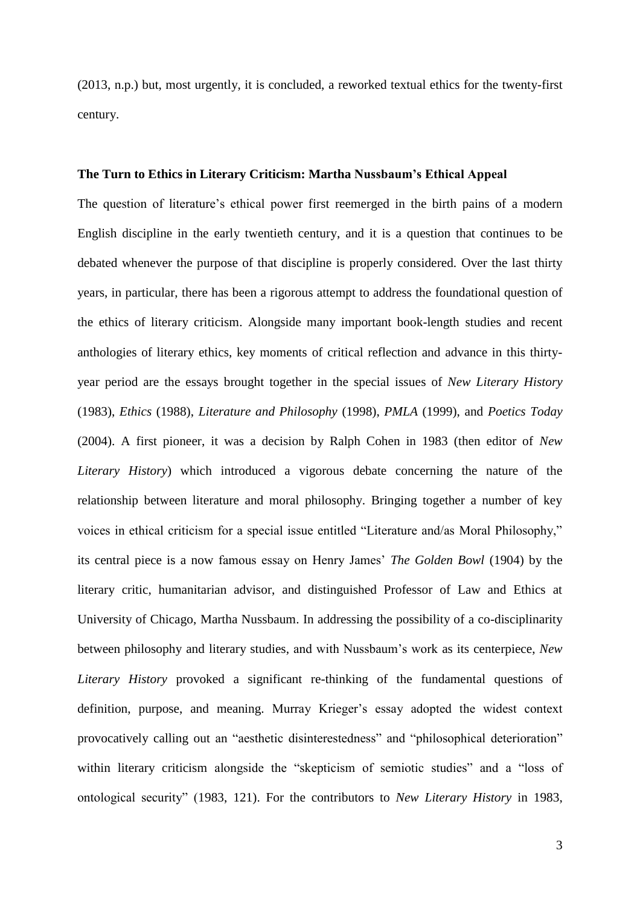(2013, n.p.) but, most urgently, it is concluded, a reworked textual ethics for the twenty-first century.

### The Turn to Ethics in Literary Criticism: Martha Nussbaum's Ethical Appeal

The question of literature's ethical power first reemerged in the birth pains of a modern English discipline in the early twentieth century, and it is a question that continues to be debated whenever the purpose of that discipline is properly considered. Over the last thirty years, in particular, there has been a rigorous attempt to address the foundational question of the ethics of literary criticism. Alongside many important book-length studies and recent anthologies of literary ethics, key moments of critical reflection and advance in this thirty-year period are the essays brought together in the special issues of *New Literary History* (1983), *Ethics* (1988), *Literature and Philosophy* (1998), *PMLA* (1999), and *Poetics Today* (2004). A first pioneer, it was a decision by Ralph Cohen in 1983 (then editor of *New Literary History*) which introduced a vigorous debate concerning the nature of the relationship between literature and moral philosophy. Bringing together a number of key voices in ethical criticism for a special issue entitled "Literature and/as Moral Philosophy," its central piece is a now famous essay on Henry James' *The Golden Bowl* (1904) by the literary critic, humanitarian advisor, and distinguished Professor of Law and Ethics at University of Chicago, Martha Nussbaum. In addressing the possibility of a co-disciplinarity between philosophy and literary studies, and with Nussbaum's work as its centerpiece, *New Literary History* provoked a significant re-thinking of the fundamental questions of definition, purpose, and meaning. Murray Krieger's essay adopted the widest context provocatively calling out an "aesthetic disinterestedness" and "philosophical deterioration" within literary criticism alongside the "skepticism of semiotic studies" and a "loss of ontological security" (1983, 121). For the contributors to *New Literary History* in 1983,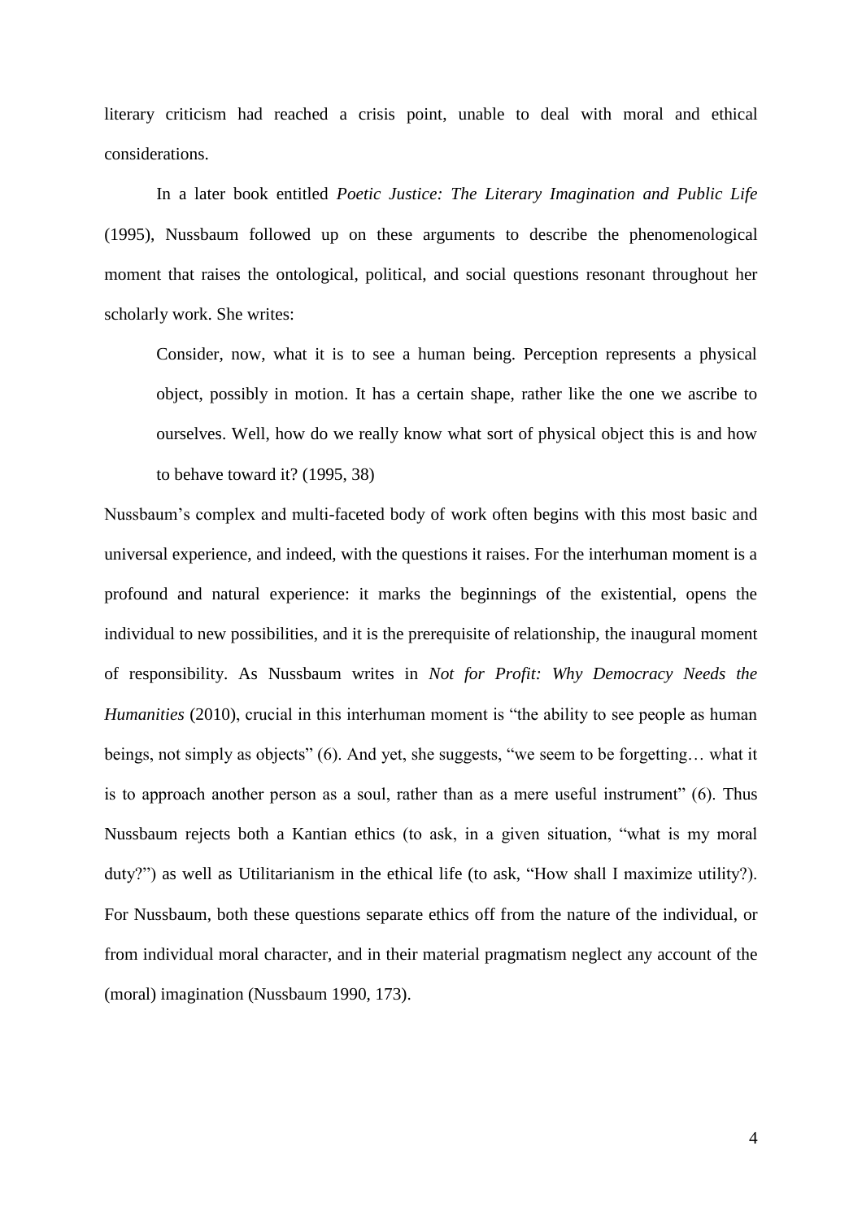literary criticism had reached a crisis point, unable to deal with moral and ethical considerations.

In a later book entitled *Poetic Justice: The Literary Imagination and Public Life* (1995), Nussbaum followed up on these arguments to describe the phenomenological moment that raises the ontological, political, and social questions resonant throughout her scholarly work. She writes:

> Consider, now, what it is to see a human being. Perception represents a physical object, possibly in motion. It has a certain shape, rather like the one we ascribe to ourselves. Well, how do we really know what sort of physical object this is and how to behave toward it? (1995, 38)

Nussbaum's complex and multi-faceted body of work often begins with this most basic and universal experience, and indeed, with the questions it raises. For the interhuman moment is a profound and natural experience: it marks the beginnings of the existential, opens the individual to new possibilities, and it is the prerequisite of relationship, the inaugural moment of responsibility. As Nussbaum writes in *Not for Profit: Why Democracy Needs the Humanities* (2010), crucial in this interhuman moment is "the ability to see people as human beings, not simply as objects" (6). And yet, she suggests, "we seem to be forgetting… what it is to approach another person as a soul, rather than as a mere useful instrument" (6). Thus Nussbaum rejects both a Kantian ethics (to ask, in a given situation, "what is my moral duty?") as well as Utilitarianism in the ethical life (to ask, "How shall I maximize utility?). For Nussbaum, both these questions separate ethics off from the nature of the individual, or from individual moral character, and in their material pragmatism neglect any account of the (moral) imagination (Nussbaum 1990, 173).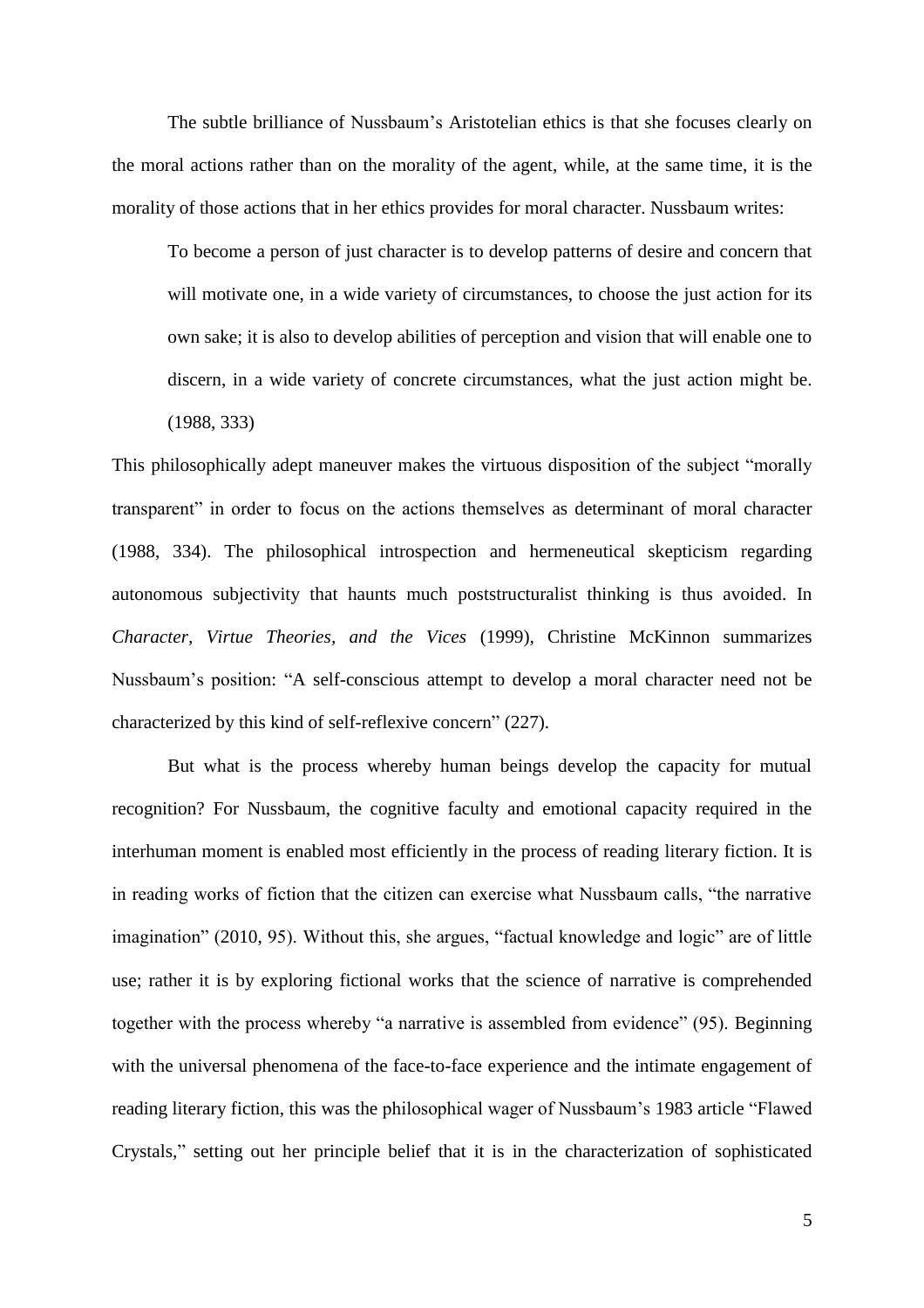The subtle brilliance of Nussbaum's Aristotelian ethics is that she focuses clearly on the moral actions rather than on the morality of the agent, while, at the same time, it is the morality of those actions that in her ethics provides for moral character. Nussbaum writes:

> To become a person of just character is to develop patterns of desire and concern that will motivate one, in a wide variety of circumstances, to choose the just action for its own sake; it is also to develop abilities of perception and vision that will enable one to discern, in a wide variety of concrete circumstances, what the just action might be. (1988, 333)

This philosophically adept maneuver makes the virtuous disposition of the subject "morally transparent" in order to focus on the actions themselves as determinant of moral character (1988, 334). The philosophical introspection and hermeneutical skepticism regarding autonomous subjectivity that haunts much poststructuralist thinking is thus avoided. In *Character, Virtue Theories, and the Vices* (1999), Christine McKinnon summarizes Nussbaum's position: "A self-conscious attempt to develop a moral character need not be characterized by this kind of self-reflexive concern" (227).

But what is the process whereby human beings develop the capacity for mutual recognition? For Nussbaum, the cognitive faculty and emotional capacity required in the interhuman moment is enabled most efficiently in the process of reading literary fiction. It is in reading works of fiction that the citizen can exercise what Nussbaum calls, "the narrative imagination" (2010, 95). Without this, she argues, "factual knowledge and logic" are of little use; rather it is by exploring fictional works that the science of narrative is comprehended together with the process whereby "a narrative is assembled from evidence" (95). Beginning with the universal phenomena of the face-to-face experience and the intimate engagement of reading literary fiction, this was the philosophical wager of Nussbaum's 1983 article "Flawed Crystals," setting out her principle belief that it is in the characterization of sophisticated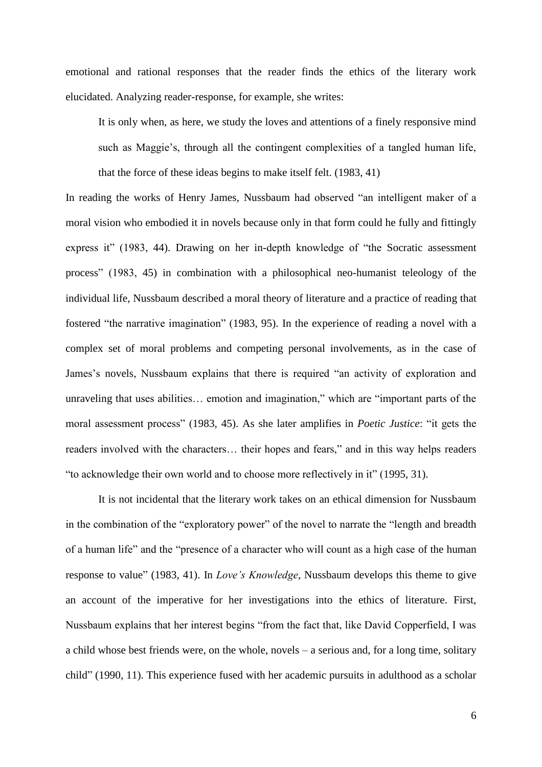emotional and rational responses that the reader finds the ethics of the literary work elucidated. Analyzing reader-response, for example, she writes:

> It is only when, as here, we study the loves and attentions of a finely responsive mind such as Maggie's, through all the contingent complexities of a tangled human life, that the force of these ideas begins to make itself felt. (1983, 41)

In reading the works of Henry James, Nussbaum had observed "an intelligent maker of a moral vision who embodied it in novels because only in that form could he fully and fittingly express it" (1983, 44). Drawing on her in-depth knowledge of "the Socratic assessment process" (1983, 45) in combination with a philosophical neo-humanist teleology of the individual life, Nussbaum described a moral theory of literature and a practice of reading that fostered "the narrative imagination" (1983, 95). In the experience of reading a novel with a complex set of moral problems and competing personal involvements, as in the case of James's novels, Nussbaum explains that there is required "an activity of exploration and unraveling that uses abilities… emotion and imagination," which are "important parts of the moral assessment process" (1983, 45). As she later amplifies in *Poetic Justice*: "it gets the readers involved with the characters… their hopes and fears," and in this way helps readers "to acknowledge their own world and to choose more reflectively in it" (1995, 31).

It is not incidental that the literary work takes on an ethical dimension for Nussbaum in the combination of the "exploratory power" of the novel to narrate the "length and breadth of a human life" and the "presence of a character who will count as a high case of the human response to value" (1983, 41). In *Love's Knowledge*, Nussbaum develops this theme to give an account of the imperative for her investigations into the ethics of literature. First, Nussbaum explains that her interest begins "from the fact that, like David Copperfield, I was a child whose best friends were, on the whole, novels – a serious and, for a long time, solitary child" (1990, 11). This experience fused with her academic pursuits in adulthood as a scholar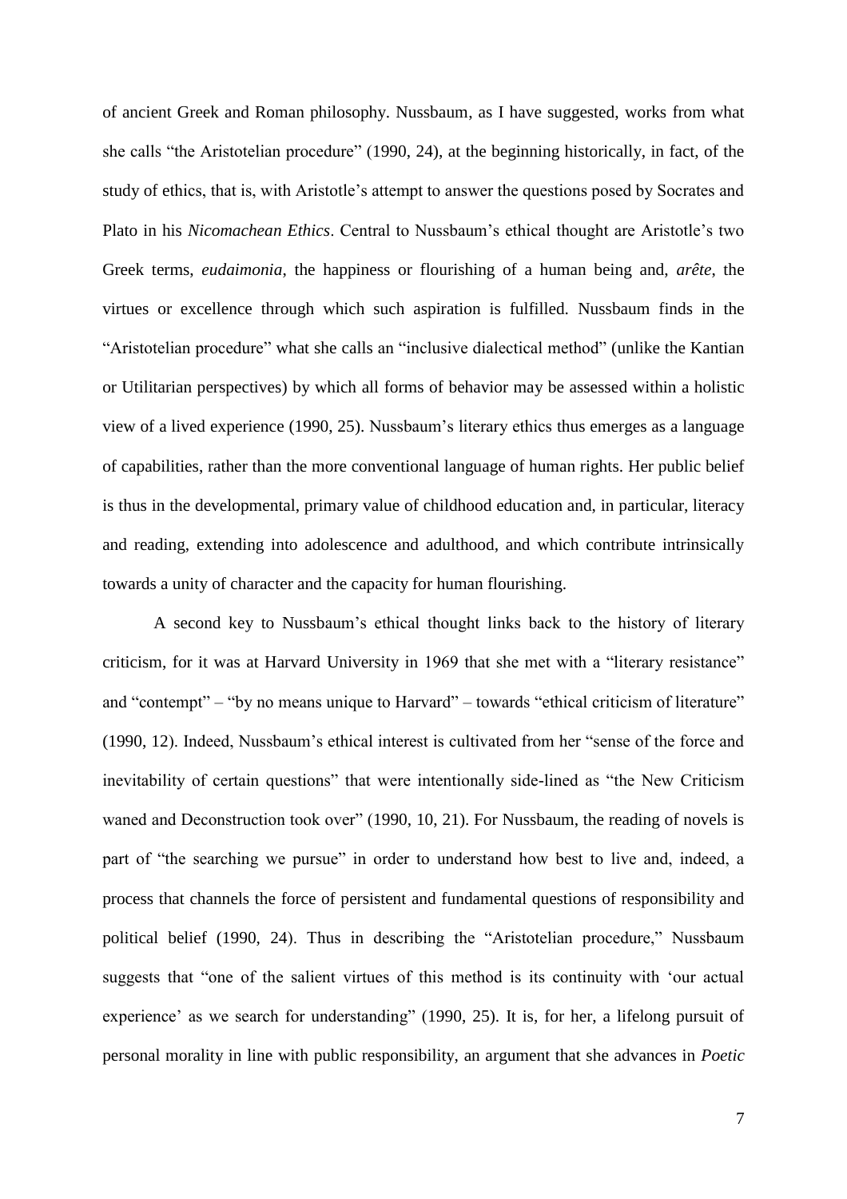of ancient Greek and Roman philosophy. Nussbaum, as I have suggested, works from what she calls "the Aristotelian procedure" (1990, 24), at the beginning historically, in fact, of the study of ethics, that is, with Aristotle's attempt to answer the questions posed by Socrates and Plato in his *Nicomachean Ethics*. Central to Nussbaum's ethical thought are Aristotle's two Greek terms, *eudaimonia*, the happiness or flourishing of a human being and, *arête*, the virtues or excellence through which such aspiration is fulfilled. Nussbaum finds in the "Aristotelian procedure" what she calls an "inclusive dialectical method" (unlike the Kantian or Utilitarian perspectives) by which all forms of behavior may be assessed within a holistic view of a lived experience (1990, 25). Nussbaum's literary ethics thus emerges as a language of capabilities, rather than the more conventional language of human rights. Her public belief is thus in the developmental, primary value of childhood education and, in particular, literacy and reading, extending into adolescence and adulthood, and which contribute intrinsically towards a unity of character and the capacity for human flourishing.

A second key to Nussbaum's ethical thought links back to the history of literary criticism, for it was at Harvard University in 1969 that she met with a "literary resistance" and "contempt" – "by no means unique to Harvard" – towards "ethical criticism of literature" (1990, 12). Indeed, Nussbaum's ethical interest is cultivated from her "sense of the force and inevitability of certain questions" that were intentionally side-lined as "the New Criticism waned and Deconstruction took over" (1990, 10, 21). For Nussbaum, the reading of novels is part of "the searching we pursue" in order to understand how best to live and, indeed, a process that channels the force of persistent and fundamental questions of responsibility and political belief (1990, 24). Thus in describing the "Aristotelian procedure," Nussbaum suggests that "one of the salient virtues of this method is its continuity with 'our actual experience' as we search for understanding" (1990, 25). It is, for her, a lifelong pursuit of personal morality in line with public responsibility, an argument that she advances in *Poetic*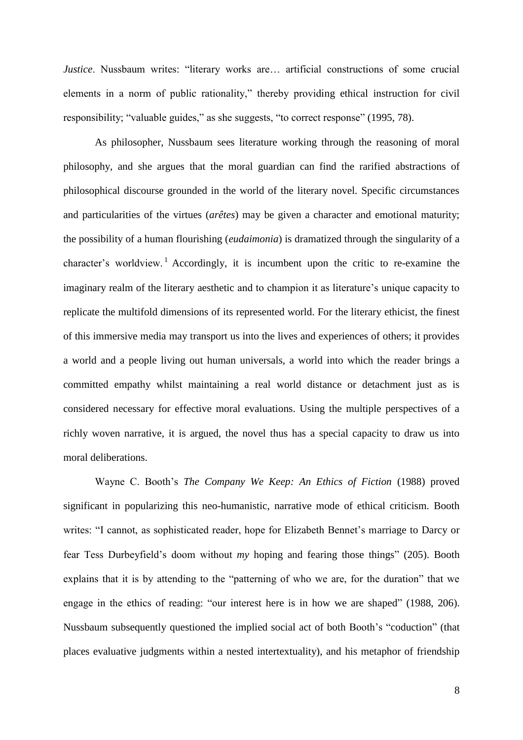*Justice*. Nussbaum writes: "literary works are… artificial constructions of some crucial elements in a norm of public rationality," thereby providing ethical instruction for civil responsibility; "valuable guides," as she suggests, "to correct response" (1995, 78).

As philosopher, Nussbaum sees literature working through the reasoning of moral philosophy, and she argues that the moral guardian can find the rarified abstractions of philosophical discourse grounded in the world of the literary novel. Specific circumstances and particularities of the virtues (*arêtes*) may be given a character and emotional maturity; the possibility of a human flourishing (*eudaimonia*) is dramatized through the singularity of a character's worldview.[1] Accordingly, it is incumbent upon the critic to re-examine the imaginary realm of the literary aesthetic and to champion it as literature's unique capacity to replicate the multifold dimensions of its represented world. For the literary ethicist, the finest of this immersive media may transport us into the lives and experiences of others; it provides a world and a people living out human universals, a world into which the reader brings a committed empathy whilst maintaining a real world distance or detachment just as is considered necessary for effective moral evaluations. Using the multiple perspectives of a richly woven narrative, it is argued, the novel thus has a special capacity to draw us into moral deliberations.

Wayne C. Booth's *The Company We Keep: An Ethics of Fiction* (1988) proved significant in popularizing this neo-humanistic, narrative mode of ethical criticism. Booth writes: "I cannot, as sophisticated reader, hope for Elizabeth Bennet's marriage to Darcy or fear Tess Durbeyfield's doom without *my* hoping and fearing those things" (205). Booth explains that it is by attending to the "patterning of who we are, for the duration" that we engage in the ethics of reading: "our interest here is in how we are shaped" (1988, 206). Nussbaum subsequently questioned the implied social act of both Booth's "coduction" (that places evaluative judgments within a nested intertextuality), and his metaphor of friendship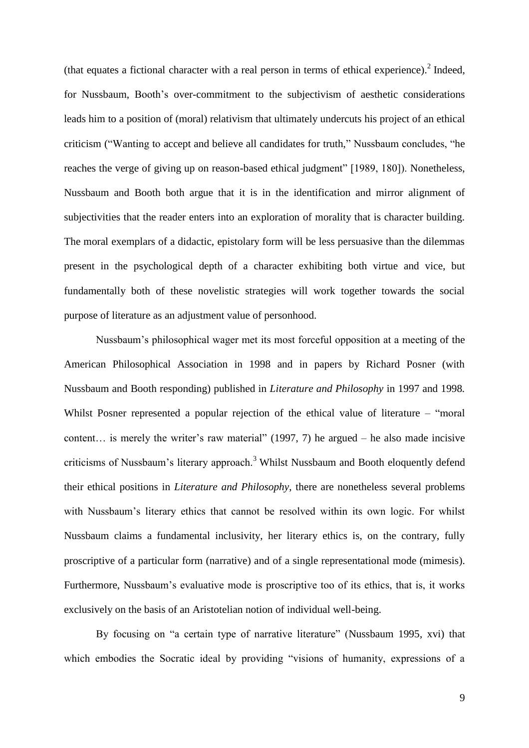(that equates a fictional character with a real person in terms of ethical experience).[2] Indeed, for Nussbaum, Booth's over-commitment to the subjectivism of aesthetic considerations leads him to a position of (moral) relativism that ultimately undercuts his project of an ethical criticism ("Wanting to accept and believe all candidates for truth," Nussbaum concludes, "he reaches the verge of giving up on reason-based ethical judgment" [1989, 180]). Nonetheless, Nussbaum and Booth both argue that it is in the identification and mirror alignment of subjectivities that the reader enters into an exploration of morality that is character building. The moral exemplars of a didactic, epistolary form will be less persuasive than the dilemmas present in the psychological depth of a character exhibiting both virtue and vice, but fundamentally both of these novelistic strategies will work together towards the social purpose of literature as an adjustment value of personhood.

Nussbaum's philosophical wager met its most forceful opposition at a meeting of the American Philosophical Association in 1998 and in papers by Richard Posner (with Nussbaum and Booth responding) published in *Literature and Philosophy* in 1997 and 1998. Whilst Posner represented a popular rejection of the ethical value of literature – "moral content… is merely the writer's raw material" (1997, 7) he argued – he also made incisive criticisms of Nussbaum's literary approach.[3] Whilst Nussbaum and Booth eloquently defend their ethical positions in *Literature and Philosophy*, there are nonetheless several problems with Nussbaum's literary ethics that cannot be resolved within its own logic. For whilst Nussbaum claims a fundamental inclusivity, her literary ethics is, on the contrary, fully proscriptive of a particular form (narrative) and of a single representational mode (mimesis). Furthermore, Nussbaum's evaluative mode is proscriptive too of its ethics, that is, it works exclusively on the basis of an Aristotelian notion of individual well-being.

By focusing on "a certain type of narrative literature" (Nussbaum 1995, xvi) that which embodies the Socratic ideal by providing "visions of humanity, expressions of a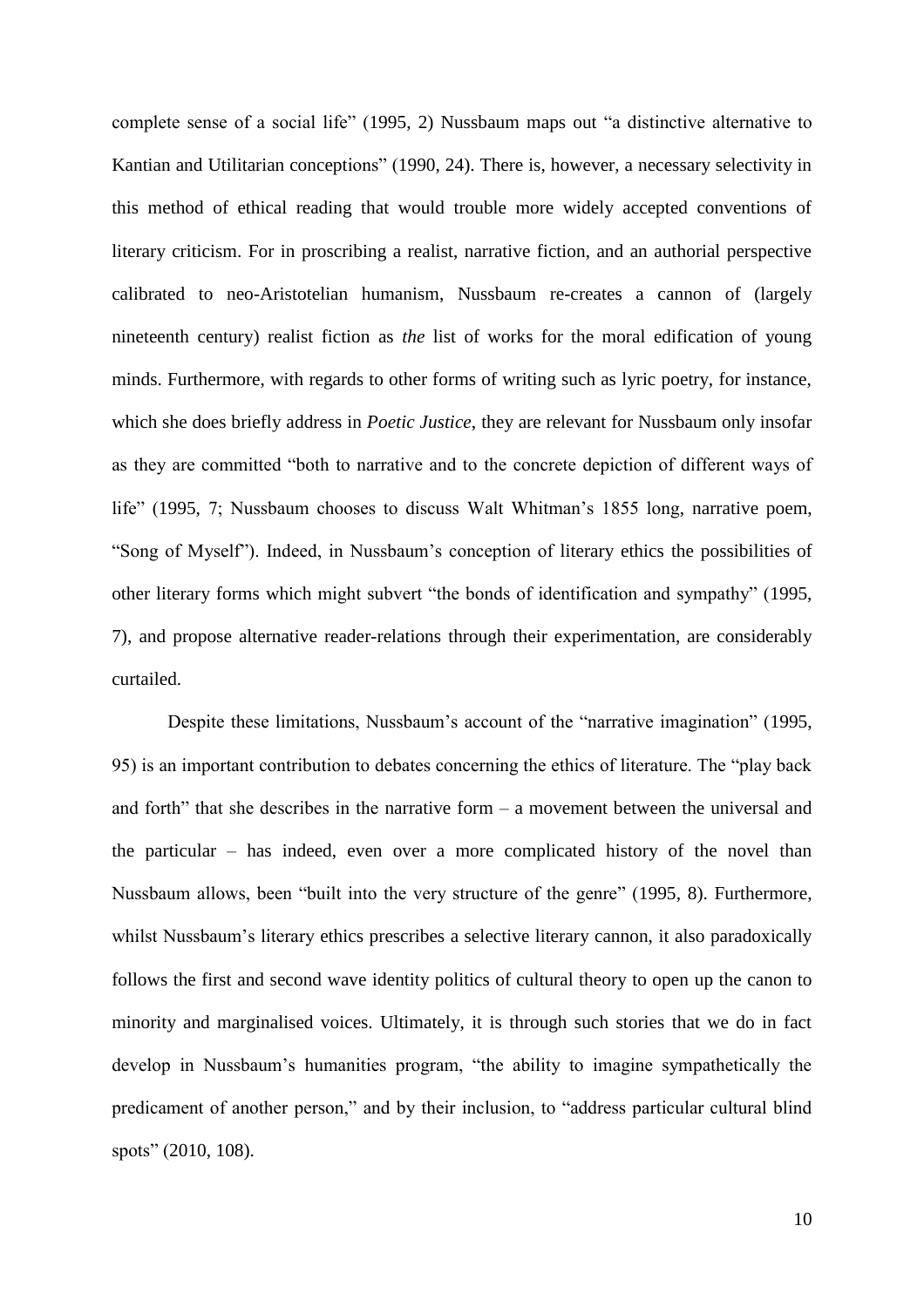complete sense of a social life" (1995, 2) Nussbaum maps out "a distinctive alternative to Kantian and Utilitarian conceptions" (1990, 24). There is, however, a necessary selectivity in this method of ethical reading that would trouble more widely accepted conventions of literary criticism. For in proscribing a realist, narrative fiction, and an authorial perspective calibrated to neo-Aristotelian humanism, Nussbaum re-creates a cannon of (largely nineteenth century) realist fiction as *the* list of works for the moral edification of young minds. Furthermore, with regards to other forms of writing such as lyric poetry, for instance, which she does briefly address in *Poetic Justice*, they are relevant for Nussbaum only insofar as they are committed "both to narrative and to the concrete depiction of different ways of life" (1995, 7; Nussbaum chooses to discuss Walt Whitman's 1855 long, narrative poem, "Song of Myself"). Indeed, in Nussbaum's conception of literary ethics the possibilities of other literary forms which might subvert "the bonds of identification and sympathy" (1995, 7), and propose alternative reader-relations through their experimentation, are considerably curtailed.

Despite these limitations, Nussbaum's account of the "narrative imagination" (1995, 95) is an important contribution to debates concerning the ethics of literature. The "play back and forth" that she describes in the narrative form – a movement between the universal and the particular – has indeed, even over a more complicated history of the novel than Nussbaum allows, been "built into the very structure of the genre" (1995, 8). Furthermore, whilst Nussbaum's literary ethics prescribes a selective literary cannon, it also paradoxically follows the first and second wave identity politics of cultural theory to open up the canon to minority and marginalised voices. Ultimately, it is through such stories that we do in fact develop in Nussbaum's humanities program, "the ability to imagine sympathetically the predicament of another person," and by their inclusion, to "address particular cultural blind spots" (2010, 108).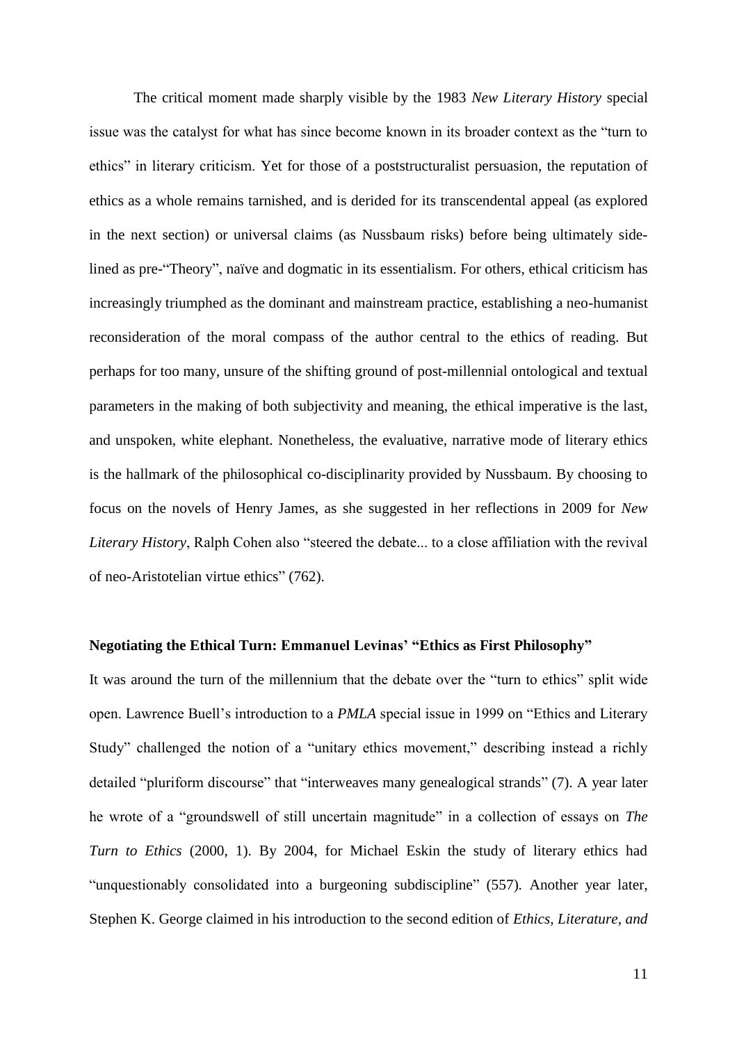The critical moment made sharply visible by the 1983 *New Literary History* special issue was the catalyst for what has since become known in its broader context as the "turn to ethics" in literary criticism. Yet for those of a poststructuralist persuasion, the reputation of ethics as a whole remains tarnished, and is derided for its transcendental appeal (as explored in the next section) or universal claims (as Nussbaum risks) before being ultimately side-lined as pre-"Theory", naïve and dogmatic in its essentialism. For others, ethical criticism has increasingly triumphed as the dominant and mainstream practice, establishing a neo-humanist reconsideration of the moral compass of the author central to the ethics of reading. But perhaps for too many, unsure of the shifting ground of post-millennial ontological and textual parameters in the making of both subjectivity and meaning, the ethical imperative is the last, and unspoken, white elephant. Nonetheless, the evaluative, narrative mode of literary ethics is the hallmark of the philosophical co-disciplinarity provided by Nussbaum. By choosing to focus on the novels of Henry James, as she suggested in her reflections in 2009 for *New Literary History*, Ralph Cohen also "steered the debate... to a close affiliation with the revival of neo-Aristotelian virtue ethics" (762).

**Negotiating the Ethical Turn: Emmanuel Levinas' "Ethics as First Philosophy"**

It was around the turn of the millennium that the debate over the "turn to ethics" split wide open. Lawrence Buell's introduction to a *PMLA* special issue in 1999 on "Ethics and Literary Study" challenged the notion of a "unitary ethics movement," describing instead a richly detailed "pluriform discourse" that "interweaves many genealogical strands" (7). A year later he wrote of a "groundswell of still uncertain magnitude" in a collection of essays on *The Turn to Ethics* (2000, 1). By 2004, for Michael Eskin the study of literary ethics had "unquestionably consolidated into a burgeoning subdiscipline" (557). Another year later, Stephen K. George claimed in his introduction to the second edition of *Ethics, Literature, and*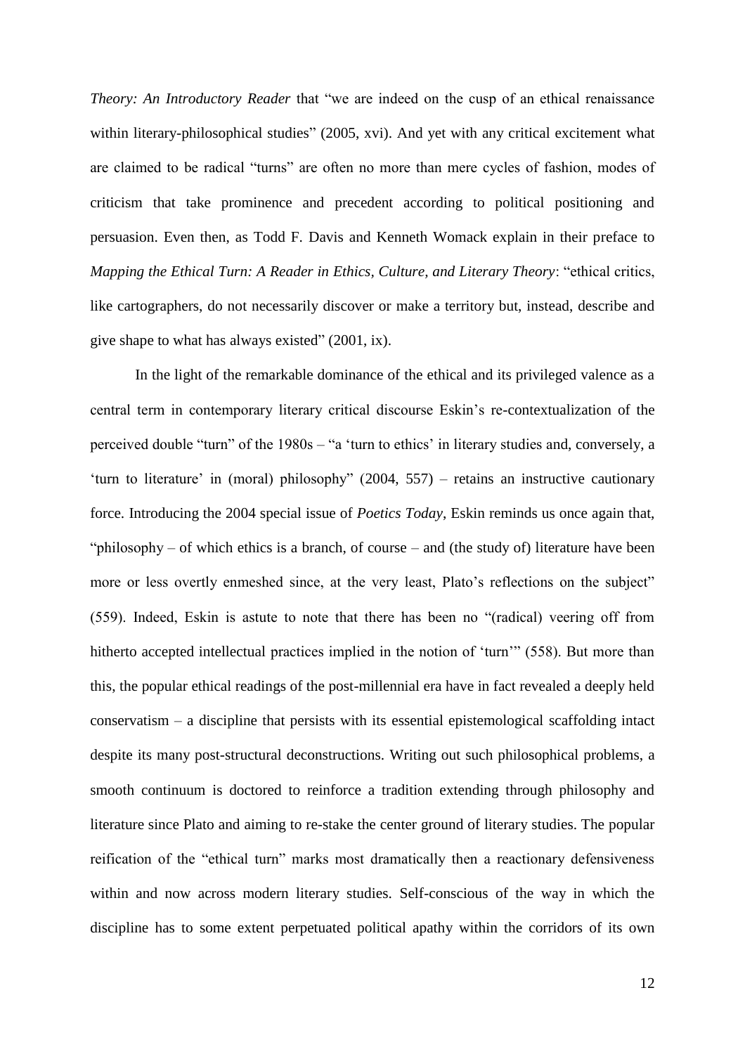*Theory: An Introductory Reader* that "we are indeed on the cusp of an ethical renaissance within literary-philosophical studies" (2005, xvi). And yet with any critical excitement what are claimed to be radical "turns" are often no more than mere cycles of fashion, modes of criticism that take prominence and precedent according to political positioning and persuasion. Even then, as Todd F. Davis and Kenneth Womack explain in their preface to *Mapping the Ethical Turn: A Reader in Ethics, Culture, and Literary Theory*: "ethical critics, like cartographers, do not necessarily discover or make a territory but, instead, describe and give shape to what has always existed" (2001, ix).

In the light of the remarkable dominance of the ethical and its privileged valence as a central term in contemporary literary critical discourse Eskin's re-contextualization of the perceived double "turn" of the 1980s – "a 'turn to ethics' in literary studies and, conversely, a 'turn to literature' in (moral) philosophy" (2004, 557) – retains an instructive cautionary force. Introducing the 2004 special issue of *Poetics Today*, Eskin reminds us once again that, "philosophy – of which ethics is a branch, of course – and (the study of) literature have been more or less overtly enmeshed since, at the very least, Plato's reflections on the subject" (559). Indeed, Eskin is astute to note that there has been no "(radical) veering off from hitherto accepted intellectual practices implied in the notion of 'turn'" (558). But more than this, the popular ethical readings of the post-millennial era have in fact revealed a deeply held conservatism – a discipline that persists with its essential epistemological scaffolding intact despite its many post-structural deconstructions. Writing out such philosophical problems, a smooth continuum is doctored to reinforce a tradition extending through philosophy and literature since Plato and aiming to re-stake the center ground of literary studies. The popular reification of the "ethical turn" marks most dramatically then a reactionary defensiveness within and now across modern literary studies. Self-conscious of the way in which the discipline has to some extent perpetuated political apathy within the corridors of its own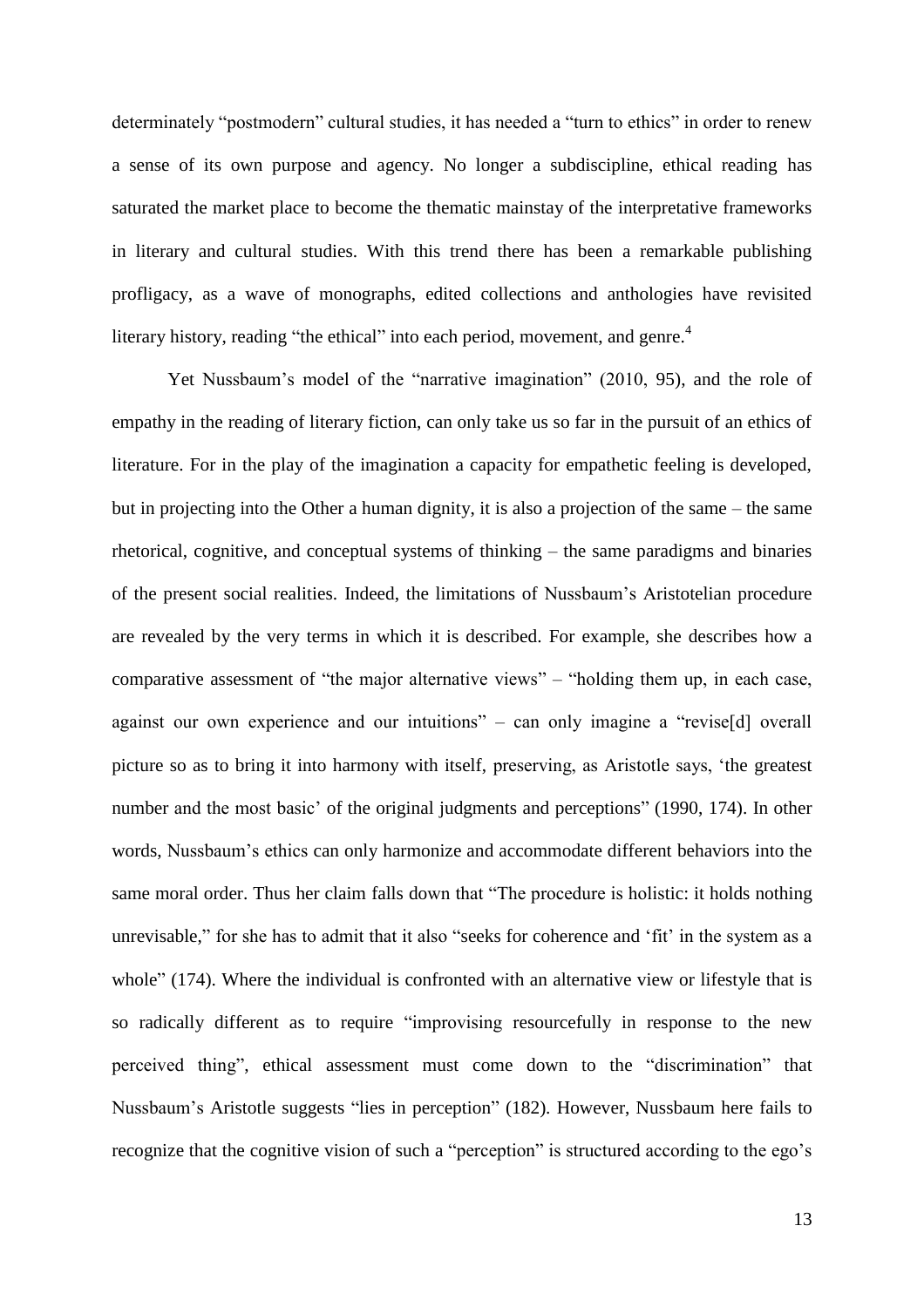determinately "postmodern" cultural studies, it has needed a "turn to ethics" in order to renew a sense of its own purpose and agency. No longer a subdiscipline, ethical reading has saturated the market place to become the thematic mainstay of the interpretative frameworks in literary and cultural studies. With this trend there has been a remarkable publishing profligacy, as a wave of monographs, edited collections and anthologies have revisited literary history, reading "the ethical" into each period, movement, and genre.[4]

Yet Nussbaum's model of the "narrative imagination" (2010, 95), and the role of empathy in the reading of literary fiction, can only take us so far in the pursuit of an ethics of literature. For in the play of the imagination a capacity for empathetic feeling is developed, but in projecting into the Other a human dignity, it is also a projection of the same – the same rhetorical, cognitive, and conceptual systems of thinking – the same paradigms and binaries of the present social realities. Indeed, the limitations of Nussbaum's Aristotelian procedure are revealed by the very terms in which it is described. For example, she describes how a comparative assessment of "the major alternative views" – "holding them up, in each case, against our own experience and our intuitions" – can only imagine a "revise[d] overall picture so as to bring it into harmony with itself, preserving, as Aristotle says, 'the greatest number and the most basic' of the original judgments and perceptions" (1990, 174). In other words, Nussbaum's ethics can only harmonize and accommodate different behaviors into the same moral order. Thus her claim falls down that "The procedure is holistic: it holds nothing unrevisable," for she has to admit that it also "seeks for coherence and 'fit' in the system as a whole" (174). Where the individual is confronted with an alternative view or lifestyle that is so radically different as to require "improvising resourcefully in response to the new perceived thing", ethical assessment must come down to the "discrimination" that Nussbaum's Aristotle suggests "lies in perception" (182). However, Nussbaum here fails to recognize that the cognitive vision of such a "perception" is structured according to the ego's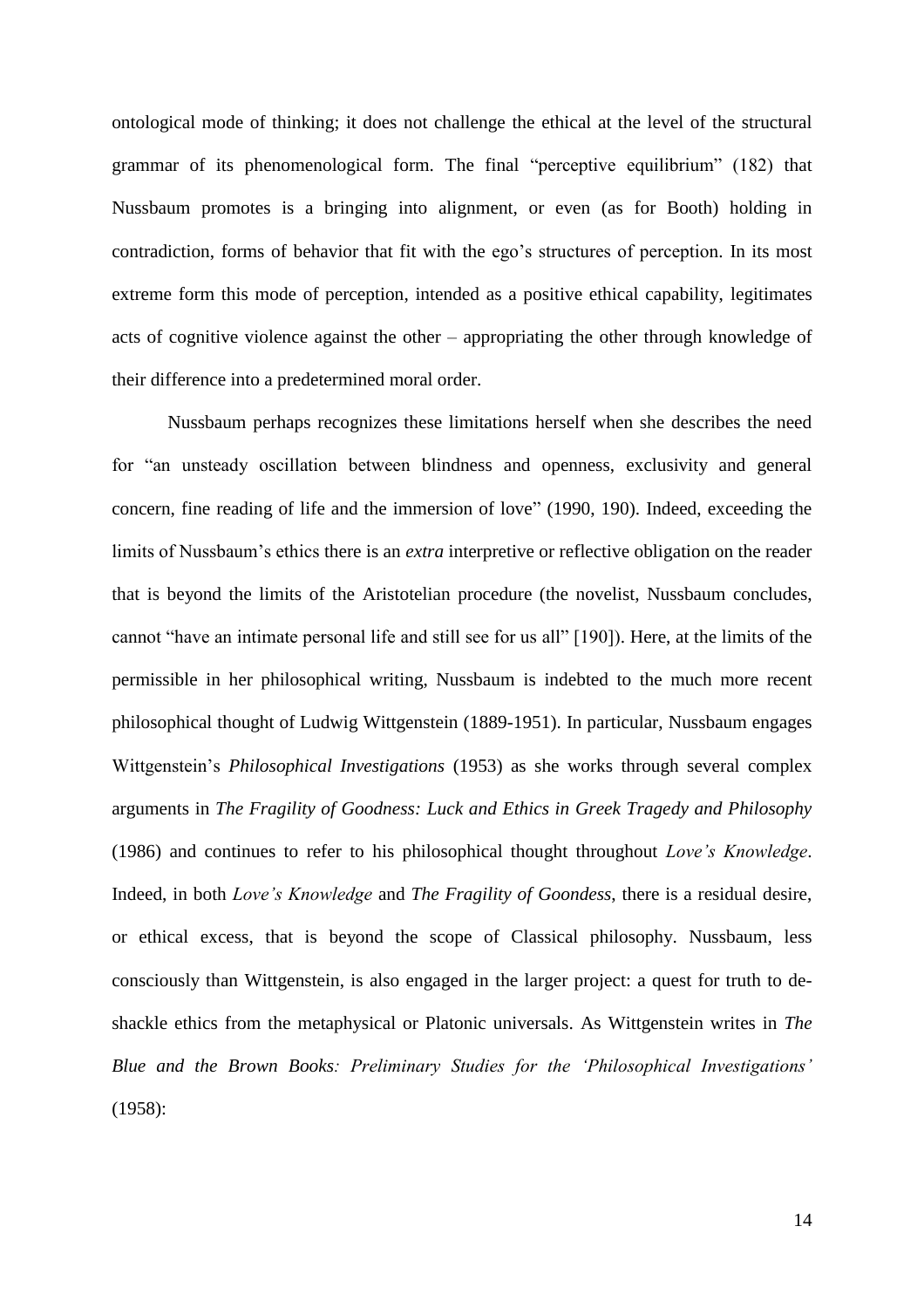ontological mode of thinking; it does not challenge the ethical at the level of the structural grammar of its phenomenological form. The final "perceptive equilibrium" (182) that Nussbaum promotes is a bringing into alignment, or even (as for Booth) holding in contradiction, forms of behavior that fit with the ego's structures of perception. In its most extreme form this mode of perception, intended as a positive ethical capability, legitimates acts of cognitive violence against the other – appropriating the other through knowledge of their difference into a predetermined moral order.

Nussbaum perhaps recognizes these limitations herself when she describes the need for "an unsteady oscillation between blindness and openness, exclusivity and general concern, fine reading of life and the immersion of love" (1990, 190). Indeed, exceeding the limits of Nussbaum's ethics there is an *extra* interpretive or reflective obligation on the reader that is beyond the limits of the Aristotelian procedure (the novelist, Nussbaum concludes, cannot "have an intimate personal life and still see for us all" [190]). Here, at the limits of the permissible in her philosophical writing, Nussbaum is indebted to the much more recent philosophical thought of Ludwig Wittgenstein (1889-1951). In particular, Nussbaum engages Wittgenstein's *Philosophical Investigations* (1953) as she works through several complex arguments in *The Fragility of Goodness: Luck and Ethics in Greek Tragedy and Philosophy* (1986) and continues to refer to his philosophical thought throughout *Love's Knowledge*. Indeed, in both *Love's Knowledge* and *The Fragility of Goondess*, there is a residual desire, or ethical excess, that is beyond the scope of Classical philosophy. Nussbaum, less consciously than Wittgenstein, is also engaged in the larger project: a quest for truth to de-shackle ethics from the metaphysical or Platonic universals. As Wittgenstein writes in *The Blue and the Brown Books: Preliminary Studies for the 'Philosophical Investigations'* (1958):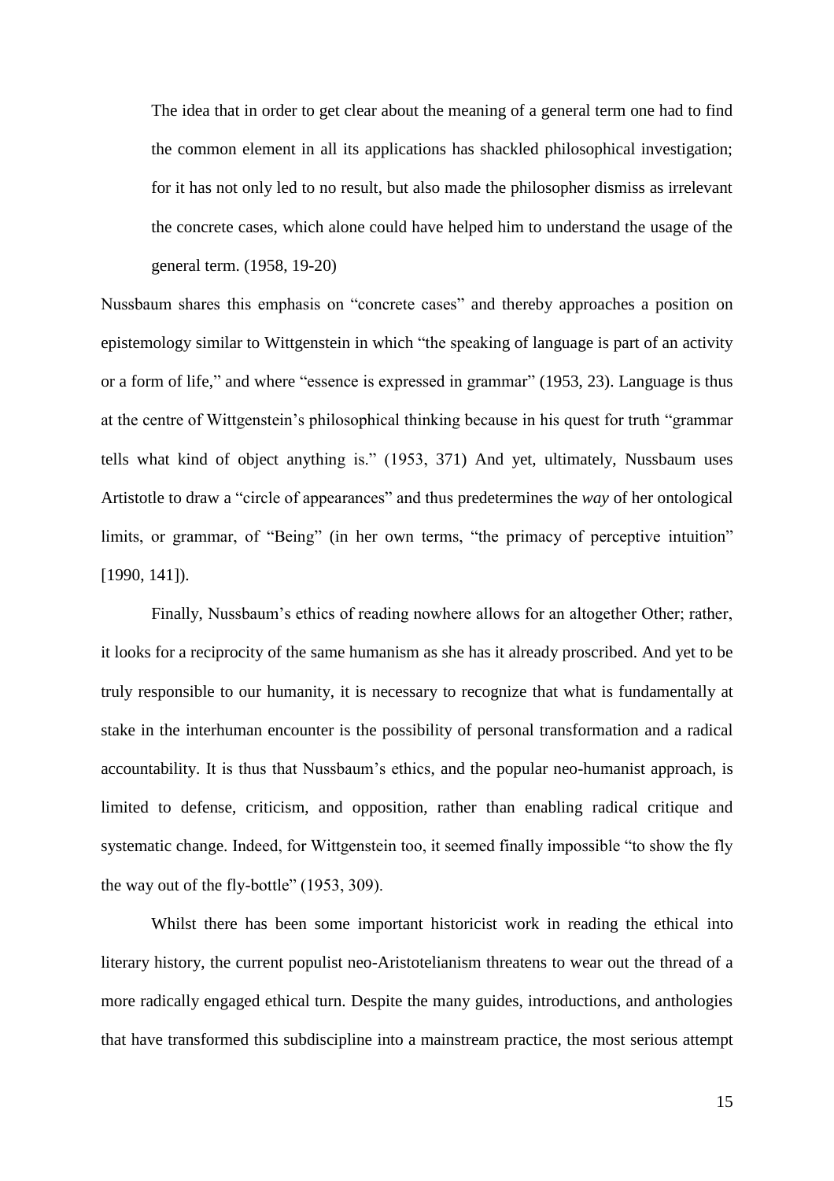> The idea that in order to get clear about the meaning of a general term one had to find the common element in all its applications has shackled philosophical investigation; for it has not only led to no result, but also made the philosopher dismiss as irrelevant the concrete cases, which alone could have helped him to understand the usage of the general term. (1958, 19-20)

Nussbaum shares this emphasis on "concrete cases" and thereby approaches a position on epistemology similar to Wittgenstein in which "the speaking of language is part of an activity or a form of life," and where "essence is expressed in grammar" (1953, 23). Language is thus at the centre of Wittgenstein's philosophical thinking because in his quest for truth "grammar tells what kind of object anything is." (1953, 371) And yet, ultimately, Nussbaum uses Artistotle to draw a "circle of appearances" and thus predetermines the *way* of her ontological limits, or grammar, of "Being" (in her own terms, "the primacy of perceptive intuition" [1990, 141]).

Finally, Nussbaum's ethics of reading nowhere allows for an altogether Other; rather, it looks for a reciprocity of the same humanism as she has it already proscribed. And yet to be truly responsible to our humanity, it is necessary to recognize that what is fundamentally at stake in the interhuman encounter is the possibility of personal transformation and a radical accountability. It is thus that Nussbaum's ethics, and the popular neo-humanist approach, is limited to defense, criticism, and opposition, rather than enabling radical critique and systematic change. Indeed, for Wittgenstein too, it seemed finally impossible "to show the fly the way out of the fly-bottle" (1953, 309).

Whilst there has been some important historicist work in reading the ethical into literary history, the current populist neo-Aristotelianism threatens to wear out the thread of a more radically engaged ethical turn. Despite the many guides, introductions, and anthologies that have transformed this subdiscipline into a mainstream practice, the most serious attempt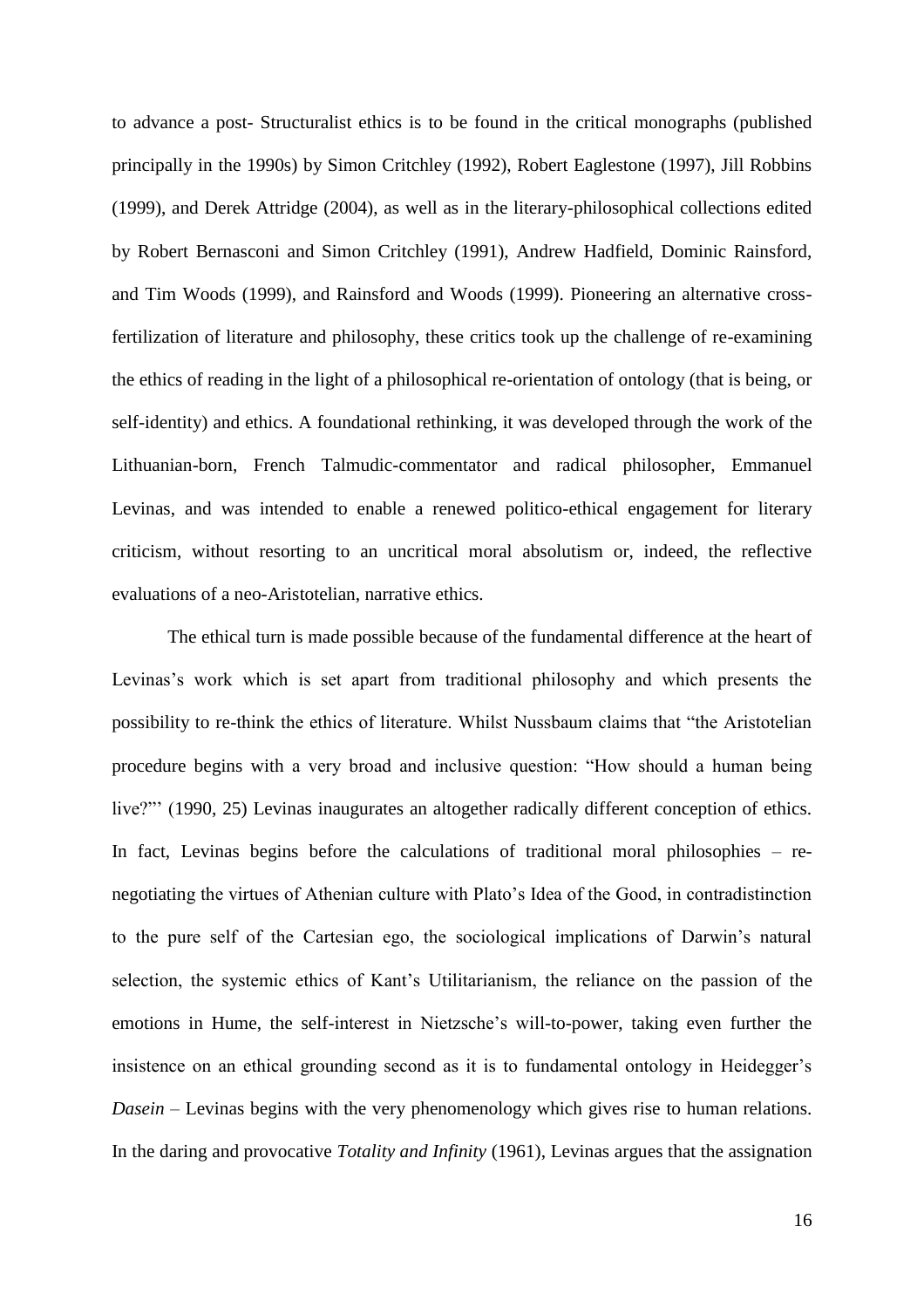to advance a post- Structuralist ethics is to be found in the critical monographs (published principally in the 1990s) by Simon Critchley (1992), Robert Eaglestone (1997), Jill Robbins (1999), and Derek Attridge (2004), as well as in the literary-philosophical collections edited by Robert Bernasconi and Simon Critchley (1991), Andrew Hadfield, Dominic Rainsford, and Tim Woods (1999), and Rainsford and Woods (1999). Pioneering an alternative cross-fertilization of literature and philosophy, these critics took up the challenge of re-examining the ethics of reading in the light of a philosophical re-orientation of ontology (that is being, or self-identity) and ethics. A foundational rethinking, it was developed through the work of the Lithuanian-born, French Talmudic-commentator and radical philosopher, Emmanuel Levinas, and was intended to enable a renewed politico-ethical engagement for literary criticism, without resorting to an uncritical moral absolutism or, indeed, the reflective evaluations of a neo-Aristotelian, narrative ethics.

The ethical turn is made possible because of the fundamental difference at the heart of Levinas's work which is set apart from traditional philosophy and which presents the possibility to re-think the ethics of literature. Whilst Nussbaum claims that "the Aristotelian procedure begins with a very broad and inclusive question: "How should a human being live?"' (1990, 25) Levinas inaugurates an altogether radically different conception of ethics. In fact, Levinas begins before the calculations of traditional moral philosophies – re-negotiating the virtues of Athenian culture with Plato's Idea of the Good, in contradistinction to the pure self of the Cartesian ego, the sociological implications of Darwin's natural selection, the systemic ethics of Kant's Utilitarianism, the reliance on the passion of the emotions in Hume, the self-interest in Nietzsche's will-to-power, taking even further the insistence on an ethical grounding second as it is to fundamental ontology in Heidegger's *Dasein* – Levinas begins with the very phenomenology which gives rise to human relations. In the daring and provocative *Totality and Infinity* (1961), Levinas argues that the assignation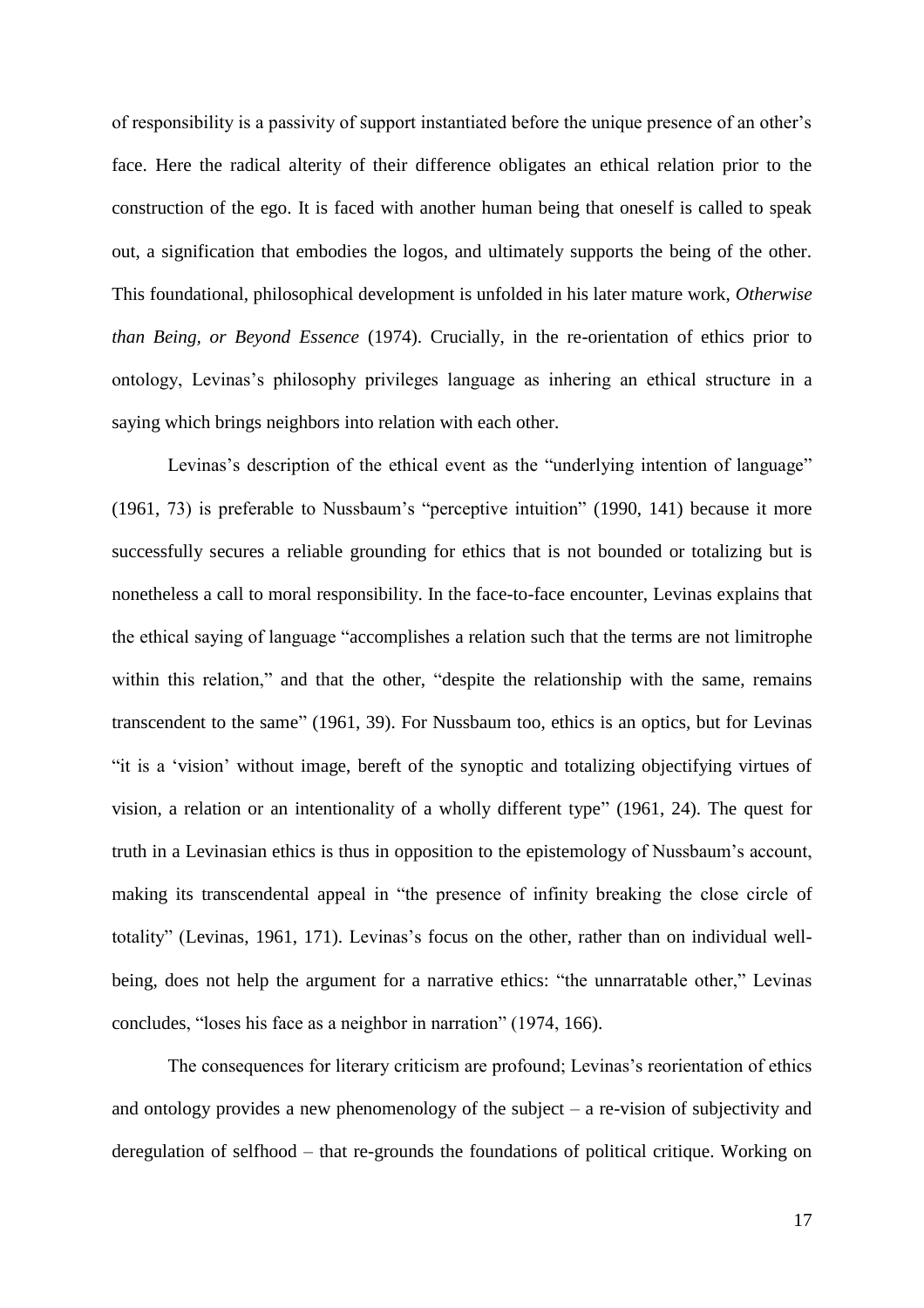of responsibility is a passivity of support instantiated before the unique presence of an other's face. Here the radical alterity of their difference obligates an ethical relation prior to the construction of the ego. It is faced with another human being that oneself is called to speak out, a signification that embodies the logos, and ultimately supports the being of the other. This foundational, philosophical development is unfolded in his later mature work, *Otherwise than Being, or Beyond Essence* (1974). Crucially, in the re-orientation of ethics prior to ontology, Levinas's philosophy privileges language as inhering an ethical structure in a saying which brings neighbors into relation with each other.

Levinas's description of the ethical event as the "underlying intention of language" (1961, 73) is preferable to Nussbaum's "perceptive intuition" (1990, 141) because it more successfully secures a reliable grounding for ethics that is not bounded or totalizing but is nonetheless a call to moral responsibility. In the face-to-face encounter, Levinas explains that the ethical saying of language "accomplishes a relation such that the terms are not limitrophe within this relation," and that the other, "despite the relationship with the same, remains transcendent to the same" (1961, 39). For Nussbaum too, ethics is an optics, but for Levinas "it is a 'vision' without image, bereft of the synoptic and totalizing objectifying virtues of vision, a relation or an intentionality of a wholly different type" (1961, 24). The quest for truth in a Levinasian ethics is thus in opposition to the epistemology of Nussbaum's account, making its transcendental appeal in "the presence of infinity breaking the close circle of totality" (Levinas, 1961, 171). Levinas's focus on the other, rather than on individual well-being, does not help the argument for a narrative ethics: "the unnarratable other," Levinas concludes, "loses his face as a neighbor in narration" (1974, 166).

The consequences for literary criticism are profound; Levinas's reorientation of ethics and ontology provides a new phenomenology of the subject – a re-vision of subjectivity and deregulation of selfhood – that re-grounds the foundations of political critique. Working on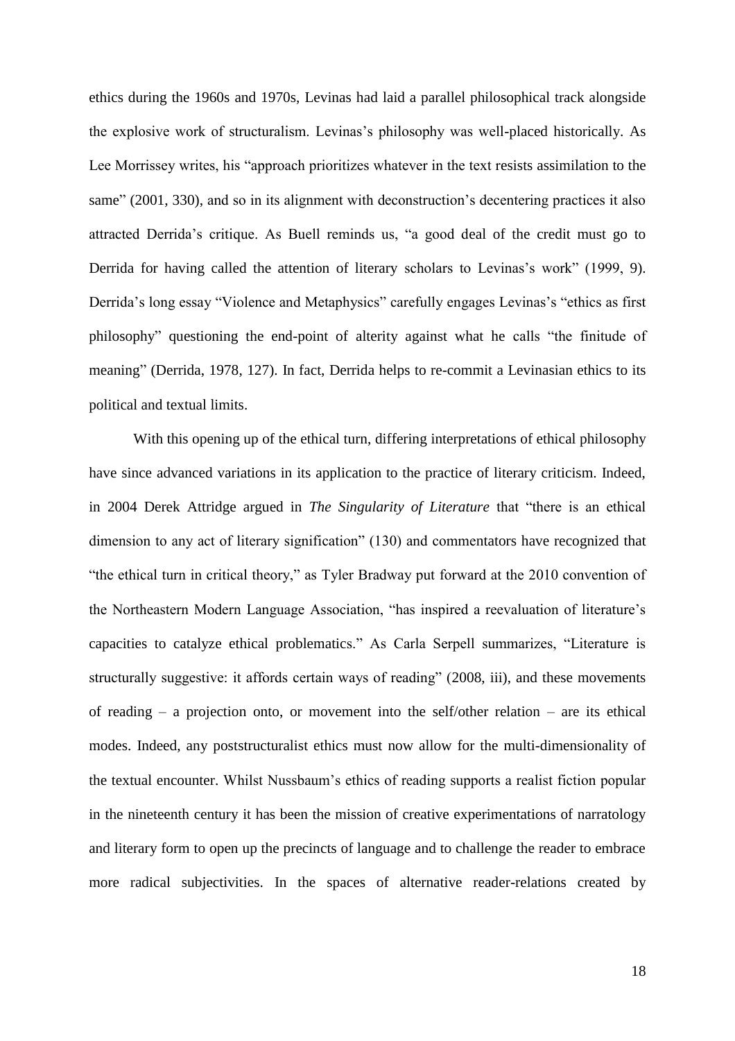ethics during the 1960s and 1970s, Levinas had laid a parallel philosophical track alongside the explosive work of structuralism. Levinas's philosophy was well-placed historically. As Lee Morrissey writes, his "approach prioritizes whatever in the text resists assimilation to the same" (2001, 330), and so in its alignment with deconstruction's decentering practices it also attracted Derrida's critique. As Buell reminds us, "a good deal of the credit must go to Derrida for having called the attention of literary scholars to Levinas's work" (1999, 9). Derrida's long essay "Violence and Metaphysics" carefully engages Levinas's "ethics as first philosophy" questioning the end-point of alterity against what he calls "the finitude of meaning" (Derrida, 1978, 127). In fact, Derrida helps to re-commit a Levinasian ethics to its political and textual limits.

With this opening up of the ethical turn, differing interpretations of ethical philosophy have since advanced variations in its application to the practice of literary criticism. Indeed, in 2004 Derek Attridge argued in *The Singularity of Literature* that "there is an ethical dimension to any act of literary signification" (130) and commentators have recognized that "the ethical turn in critical theory," as Tyler Bradway put forward at the 2010 convention of the Northeastern Modern Language Association, "has inspired a reevaluation of literature's capacities to catalyze ethical problematics." As Carla Serpell summarizes, "Literature is structurally suggestive: it affords certain ways of reading" (2008, iii), and these movements of reading – a projection onto, or movement into the self/other relation – are its ethical modes. Indeed, any poststructuralist ethics must now allow for the multi-dimensionality of the textual encounter. Whilst Nussbaum's ethics of reading supports a realist fiction popular in the nineteenth century it has been the mission of creative experimentations of narratology and literary form to open up the precincts of language and to challenge the reader to embrace more radical subjectivities. In the spaces of alternative reader-relations created by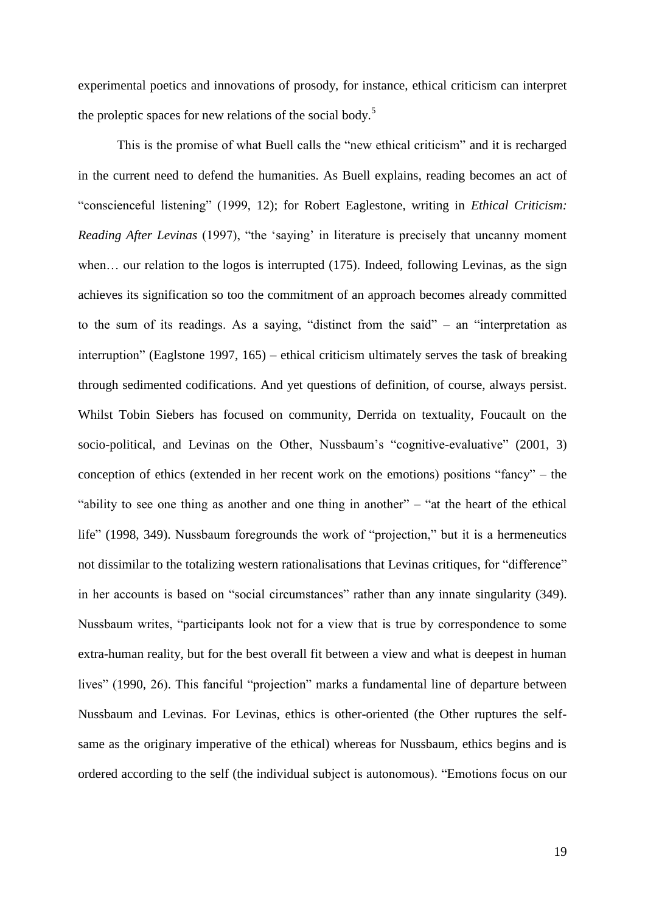experimental poetics and innovations of prosody, for instance, ethical criticism can interpret the proleptic spaces for new relations of the social body.[5]

This is the promise of what Buell calls the "new ethical criticism" and it is recharged in the current need to defend the humanities. As Buell explains, reading becomes an act of "conscienceful listening" (1999, 12); for Robert Eaglestone, writing in *Ethical Criticism: Reading After Levinas* (1997), "the 'saying' in literature is precisely that uncanny moment when… our relation to the logos is interrupted (175). Indeed, following Levinas, as the sign achieves its signification so too the commitment of an approach becomes already committed to the sum of its readings. As a saying, "distinct from the said" – an "interpretation as interruption" (Eaglstone 1997, 165) – ethical criticism ultimately serves the task of breaking through sedimented codifications. And yet questions of definition, of course, always persist. Whilst Tobin Siebers has focused on community, Derrida on textuality, Foucault on the socio-political, and Levinas on the Other, Nussbaum's "cognitive-evaluative" (2001, 3) conception of ethics (extended in her recent work on the emotions) positions "fancy" – the "ability to see one thing as another and one thing in another" – "at the heart of the ethical life" (1998, 349). Nussbaum foregrounds the work of "projection," but it is a hermeneutics not dissimilar to the totalizing western rationalisations that Levinas critiques, for "difference" in her accounts is based on "social circumstances" rather than any innate singularity (349). Nussbaum writes, "participants look not for a view that is true by correspondence to some extra-human reality, but for the best overall fit between a view and what is deepest in human lives" (1990, 26). This fanciful "projection" marks a fundamental line of departure between Nussbaum and Levinas. For Levinas, ethics is other-oriented (the Other ruptures the self-same as the originary imperative of the ethical) whereas for Nussbaum, ethics begins and is ordered according to the self (the individual subject is autonomous). "Emotions focus on our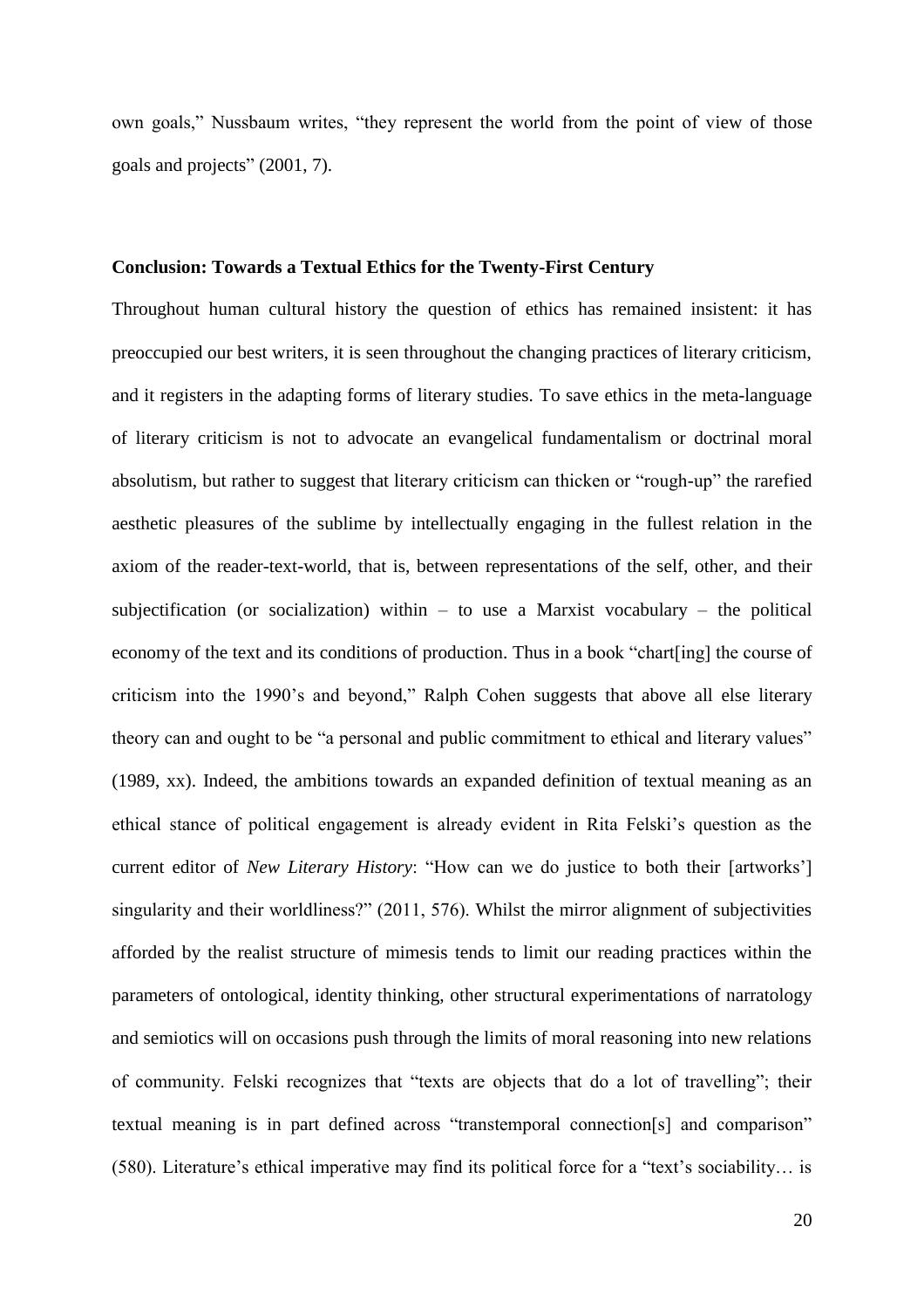own goals," Nussbaum writes, "they represent the world from the point of view of those goals and projects" (2001, 7).

## Conclusion: Towards a Textual Ethics for the Twenty-First Century

Throughout human cultural history the question of ethics has remained insistent: it has preoccupied our best writers, it is seen throughout the changing practices of literary criticism, and it registers in the adapting forms of literary studies. To save ethics in the meta-language of literary criticism is not to advocate an evangelical fundamentalism or doctrinal moral absolutism, but rather to suggest that literary criticism can thicken or "rough-up" the rarefied aesthetic pleasures of the sublime by intellectually engaging in the fullest relation in the axiom of the reader-text-world, that is, between representations of the self, other, and their subjectification (or socialization) within – to use a Marxist vocabulary – the political economy of the text and its conditions of production. Thus in a book "chart[ing] the course of criticism into the 1990's and beyond," Ralph Cohen suggests that above all else literary theory can and ought to be "a personal and public commitment to ethical and literary values" (1989, xx). Indeed, the ambitions towards an expanded definition of textual meaning as an ethical stance of political engagement is already evident in Rita Felski's question as the current editor of *New Literary History*: "How can we do justice to both their [artworks'] singularity and their worldliness?" (2011, 576). Whilst the mirror alignment of subjectivities afforded by the realist structure of mimesis tends to limit our reading practices within the parameters of ontological, identity thinking, other structural experimentations of narratology and semiotics will on occasions push through the limits of moral reasoning into new relations of community. Felski recognizes that "texts are objects that do a lot of travelling"; their textual meaning is in part defined across "transtemporal connection[s] and comparison" (580). Literature's ethical imperative may find its political force for a "text's sociability… is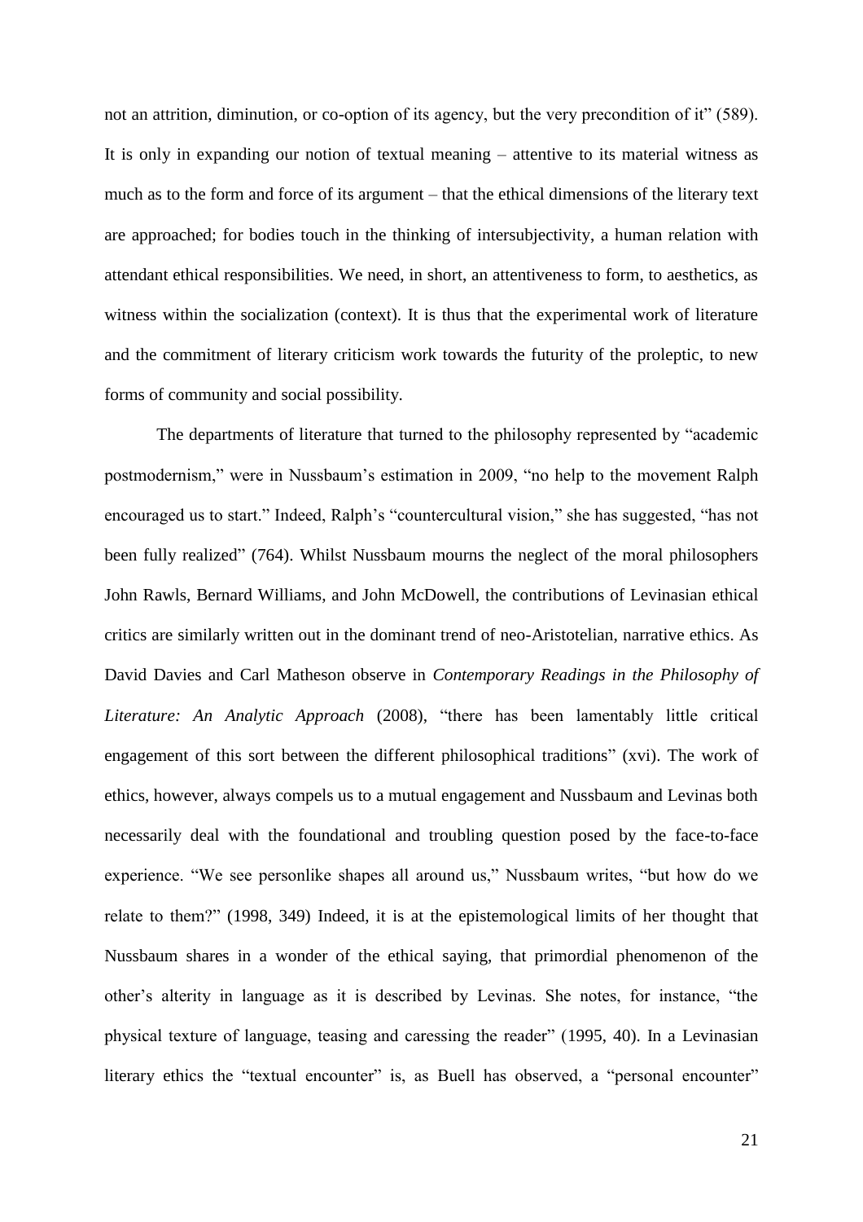not an attrition, diminution, or co-option of its agency, but the very precondition of it" (589). It is only in expanding our notion of textual meaning – attentive to its material witness as much as to the form and force of its argument – that the ethical dimensions of the literary text are approached; for bodies touch in the thinking of intersubjectivity, a human relation with attendant ethical responsibilities. We need, in short, an attentiveness to form, to aesthetics, as witness within the socialization (context). It is thus that the experimental work of literature and the commitment of literary criticism work towards the futurity of the proleptic, to new forms of community and social possibility.

The departments of literature that turned to the philosophy represented by "academic postmodernism," were in Nussbaum's estimation in 2009, "no help to the movement Ralph encouraged us to start." Indeed, Ralph's "countercultural vision," she has suggested, "has not been fully realized" (764). Whilst Nussbaum mourns the neglect of the moral philosophers John Rawls, Bernard Williams, and John McDowell, the contributions of Levinasian ethical critics are similarly written out in the dominant trend of neo-Aristotelian, narrative ethics. As David Davies and Carl Matheson observe in *Contemporary Readings in the Philosophy of Literature: An Analytic Approach* (2008), "there has been lamentably little critical engagement of this sort between the different philosophical traditions" (xvi). The work of ethics, however, always compels us to a mutual engagement and Nussbaum and Levinas both necessarily deal with the foundational and troubling question posed by the face-to-face experience. "We see personlike shapes all around us," Nussbaum writes, "but how do we relate to them?" (1998, 349) Indeed, it is at the epistemological limits of her thought that Nussbaum shares in a wonder of the ethical saying, that primordial phenomenon of the other's alterity in language as it is described by Levinas. She notes, for instance, "the physical texture of language, teasing and caressing the reader" (1995, 40). In a Levinasian literary ethics the "textual encounter" is, as Buell has observed, a "personal encounter"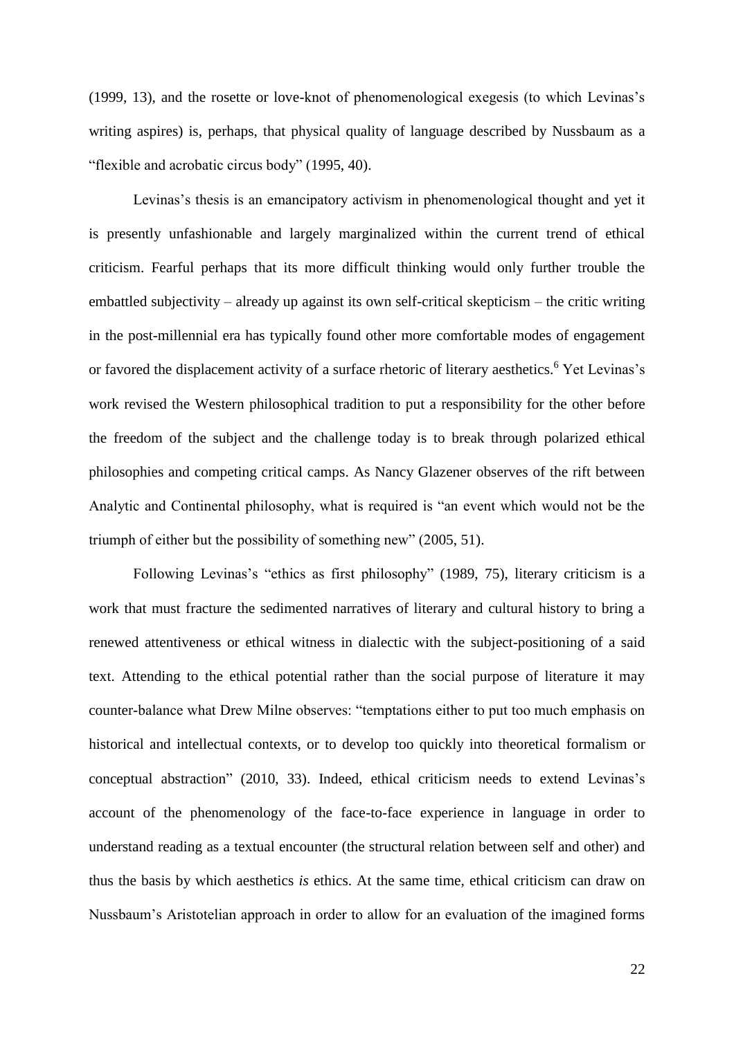(1999, 13), and the rosette or love-knot of phenomenological exegesis (to which Levinas's writing aspires) is, perhaps, that physical quality of language described by Nussbaum as a "flexible and acrobatic circus body" (1995, 40).

Levinas's thesis is an emancipatory activism in phenomenological thought and yet it is presently unfashionable and largely marginalized within the current trend of ethical criticism. Fearful perhaps that its more difficult thinking would only further trouble the embattled subjectivity – already up against its own self-critical skepticism – the critic writing in the post-millennial era has typically found other more comfortable modes of engagement or favored the displacement activity of a surface rhetoric of literary aesthetics.[6] Yet Levinas's work revised the Western philosophical tradition to put a responsibility for the other before the freedom of the subject and the challenge today is to break through polarized ethical philosophies and competing critical camps. As Nancy Glazener observes of the rift between Analytic and Continental philosophy, what is required is "an event which would not be the triumph of either but the possibility of something new" (2005, 51).

Following Levinas's "ethics as first philosophy" (1989, 75), literary criticism is a work that must fracture the sedimented narratives of literary and cultural history to bring a renewed attentiveness or ethical witness in dialectic with the subject-positioning of a said text. Attending to the ethical potential rather than the social purpose of literature it may counter-balance what Drew Milne observes: "temptations either to put too much emphasis on historical and intellectual contexts, or to develop too quickly into theoretical formalism or conceptual abstraction" (2010, 33). Indeed, ethical criticism needs to extend Levinas's account of the phenomenology of the face-to-face experience in language in order to understand reading as a textual encounter (the structural relation between self and other) and thus the basis by which aesthetics *is* ethics. At the same time, ethical criticism can draw on Nussbaum's Aristotelian approach in order to allow for an evaluation of the imagined forms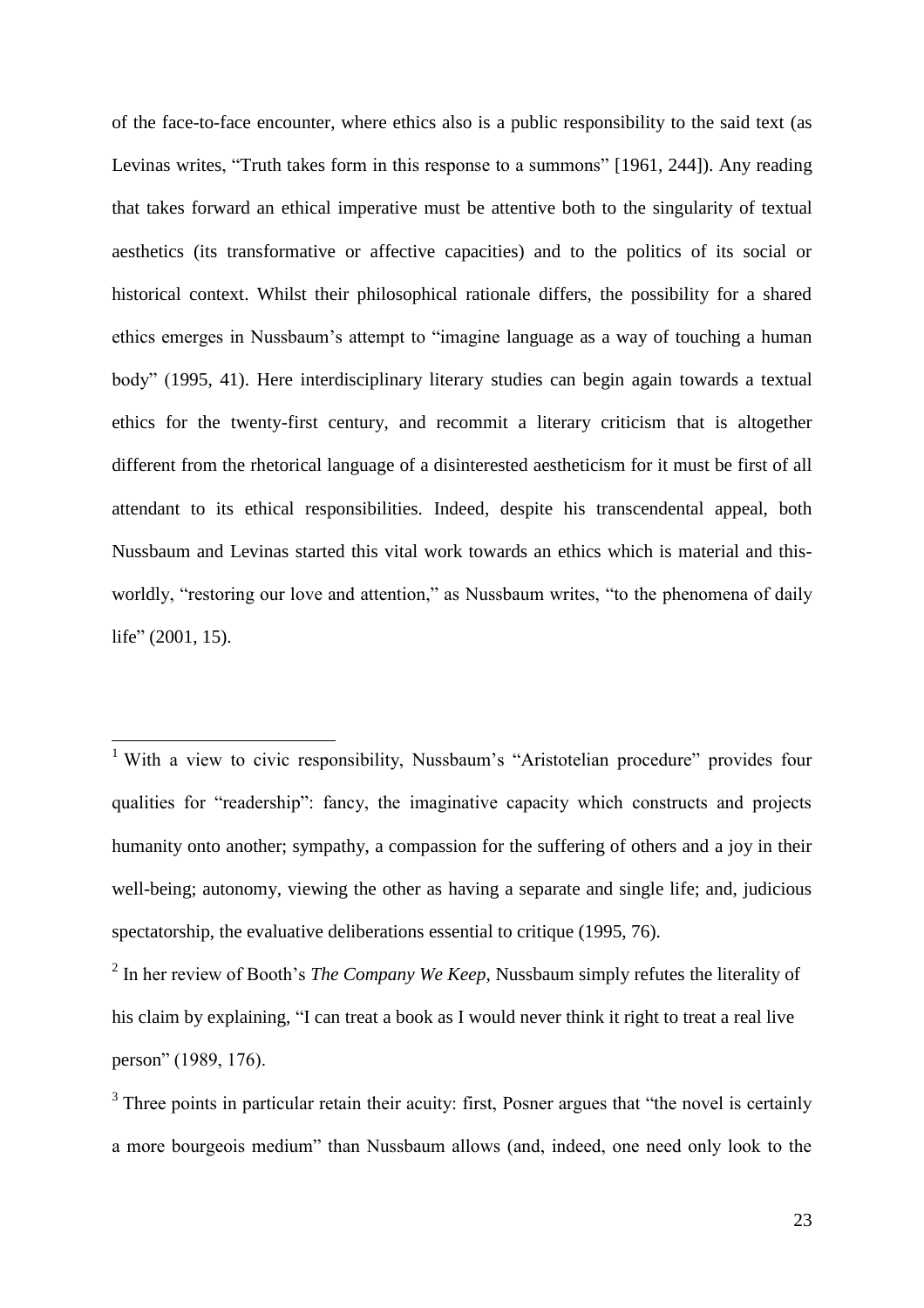of the face-to-face encounter, where ethics also is a public responsibility to the said text (as Levinas writes, "Truth takes form in this response to a summons" [1961, 244]). Any reading that takes forward an ethical imperative must be attentive both to the singularity of textual aesthetics (its transformative or affective capacities) and to the politics of its social or historical context. Whilst their philosophical rationale differs, the possibility for a shared ethics emerges in Nussbaum's attempt to "imagine language as a way of touching a human body" (1995, 41). Here interdisciplinary literary studies can begin again towards a textual ethics for the twenty-first century, and recommit a literary criticism that is altogether different from the rhetorical language of a disinterested aestheticism for it must be first of all attendant to its ethical responsibilities. Indeed, despite his transcendental appeal, both Nussbaum and Levinas started this vital work towards an ethics which is material and this-worldly, "restoring our love and attention," as Nussbaum writes, "to the phenomena of daily life" (2001, 15).

---

[1] With a view to civic responsibility, Nussbaum's "Aristotelian procedure" provides four qualities for "readership": fancy, the imaginative capacity which constructs and projects humanity onto another; sympathy, a compassion for the suffering of others and a joy in their well-being; autonomy, viewing the other as having a separate and single life; and, judicious spectatorship, the evaluative deliberations essential to critique (1995, 76).

[2] In her review of Booth's *The Company We Keep*, Nussbaum simply refutes the literality of his claim by explaining, "I can treat a book as I would never think it right to treat a real live person" (1989, 176).

[3] Three points in particular retain their acuity: first, Posner argues that "the novel is certainly a more bourgeois medium" than Nussbaum allows (and, indeed, one need only look to the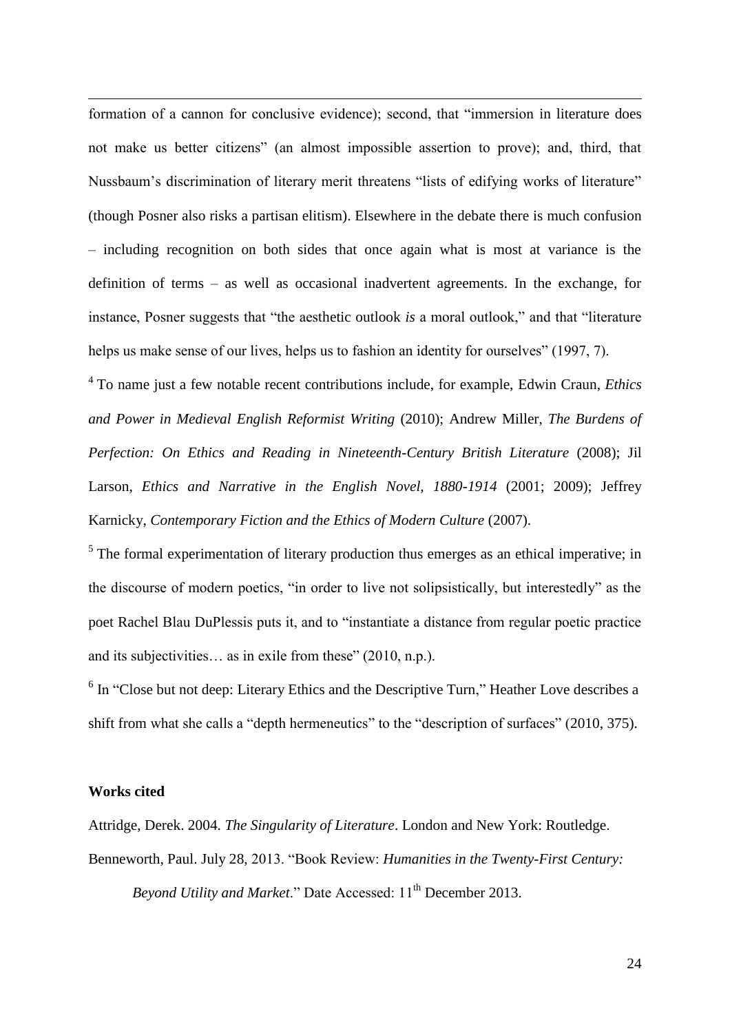formation of a cannon for conclusive evidence); second, that "immersion in literature does not make us better citizens" (an almost impossible assertion to prove); and, third, that Nussbaum's discrimination of literary merit threatens "lists of edifying works of literature" (though Posner also risks a partisan elitism). Elsewhere in the debate there is much confusion – including recognition on both sides that once again what is most at variance is the definition of terms – as well as occasional inadvertent agreements. In the exchange, for instance, Posner suggests that "the aesthetic outlook *is* a moral outlook," and that "literature helps us make sense of our lives, helps us to fashion an identity for ourselves" (1997, 7).

[4] To name just a few notable recent contributions include, for example, Edwin Craun, *Ethics and Power in Medieval English Reformist Writing* (2010); Andrew Miller, *The Burdens of Perfection: On Ethics and Reading in Nineteenth-Century British Literature* (2008); Jil Larson, *Ethics and Narrative in the English Novel, 1880-1914* (2001; 2009); Jeffrey Karnicky, *Contemporary Fiction and the Ethics of Modern Culture* (2007).

[5] The formal experimentation of literary production thus emerges as an ethical imperative; in the discourse of modern poetics, "in order to live not solipsistically, but interestedly" as the poet Rachel Blau DuPlessis puts it, and to "instantiate a distance from regular poetic practice and its subjectivities… as in exile from these" (2010, n.p.).

[6] In "Close but not deep: Literary Ethics and the Descriptive Turn," Heather Love describes a shift from what she calls a "depth hermeneutics" to the "description of surfaces" (2010, 375).

**Works cited**

Attridge, Derek. 2004. *The Singularity of Literature*. London and New York: Routledge.

Benneworth, Paul. July 28, 2013. "Book Review: *Humanities in the Twenty-First Century: Beyond Utility and Market*." Date Accessed: 11th December 2013.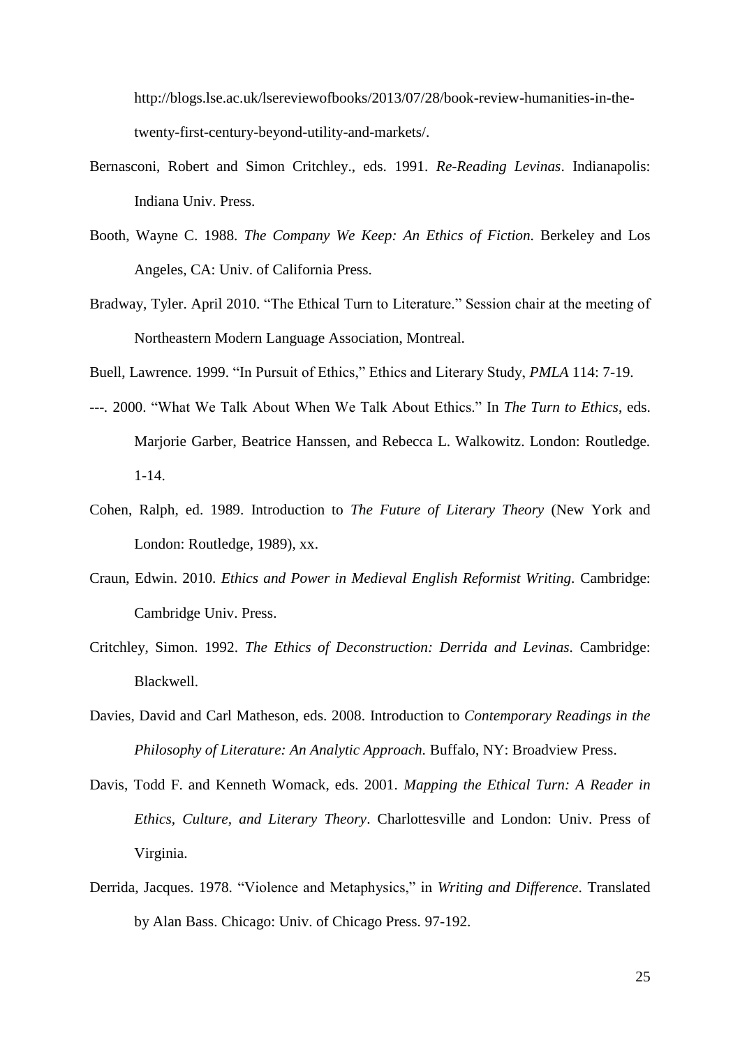http://blogs.lse.ac.uk/lsereviewofbooks/2013/07/28/book-review-humanities-in-the-twenty-first-century-beyond-utility-and-markets/.

Bernasconi, Robert and Simon Critchley., eds. 1991. *Re-Reading Levinas*. Indianapolis: Indiana Univ. Press.

Booth, Wayne C. 1988. *The Company We Keep: An Ethics of Fiction*. Berkeley and Los Angeles, CA: Univ. of California Press.

Bradway, Tyler. April 2010. "The Ethical Turn to Literature." Session chair at the meeting of Northeastern Modern Language Association, Montreal.

Buell, Lawrence. 1999. "In Pursuit of Ethics," Ethics and Literary Study, *PMLA* 114: 7-19.

---. 2000. "What We Talk About When We Talk About Ethics." In *The Turn to Ethics*, eds. Marjorie Garber, Beatrice Hanssen, and Rebecca L. Walkowitz. London: Routledge. 1-14.

Cohen, Ralph, ed. 1989. Introduction to *The Future of Literary Theory* (New York and London: Routledge, 1989), xx.

Craun, Edwin. 2010. *Ethics and Power in Medieval English Reformist Writing*. Cambridge: Cambridge Univ. Press.

Critchley, Simon. 1992. *The Ethics of Deconstruction: Derrida and Levinas*. Cambridge: Blackwell.

Davies, David and Carl Matheson, eds. 2008. Introduction to *Contemporary Readings in the Philosophy of Literature: An Analytic Approach*. Buffalo, NY: Broadview Press.

Davis, Todd F. and Kenneth Womack, eds. 2001. *Mapping the Ethical Turn: A Reader in Ethics, Culture, and Literary Theory*. Charlottesville and London: Univ. Press of Virginia.

Derrida, Jacques. 1978. "Violence and Metaphysics," in *Writing and Difference*. Translated by Alan Bass. Chicago: Univ. of Chicago Press. 97-192.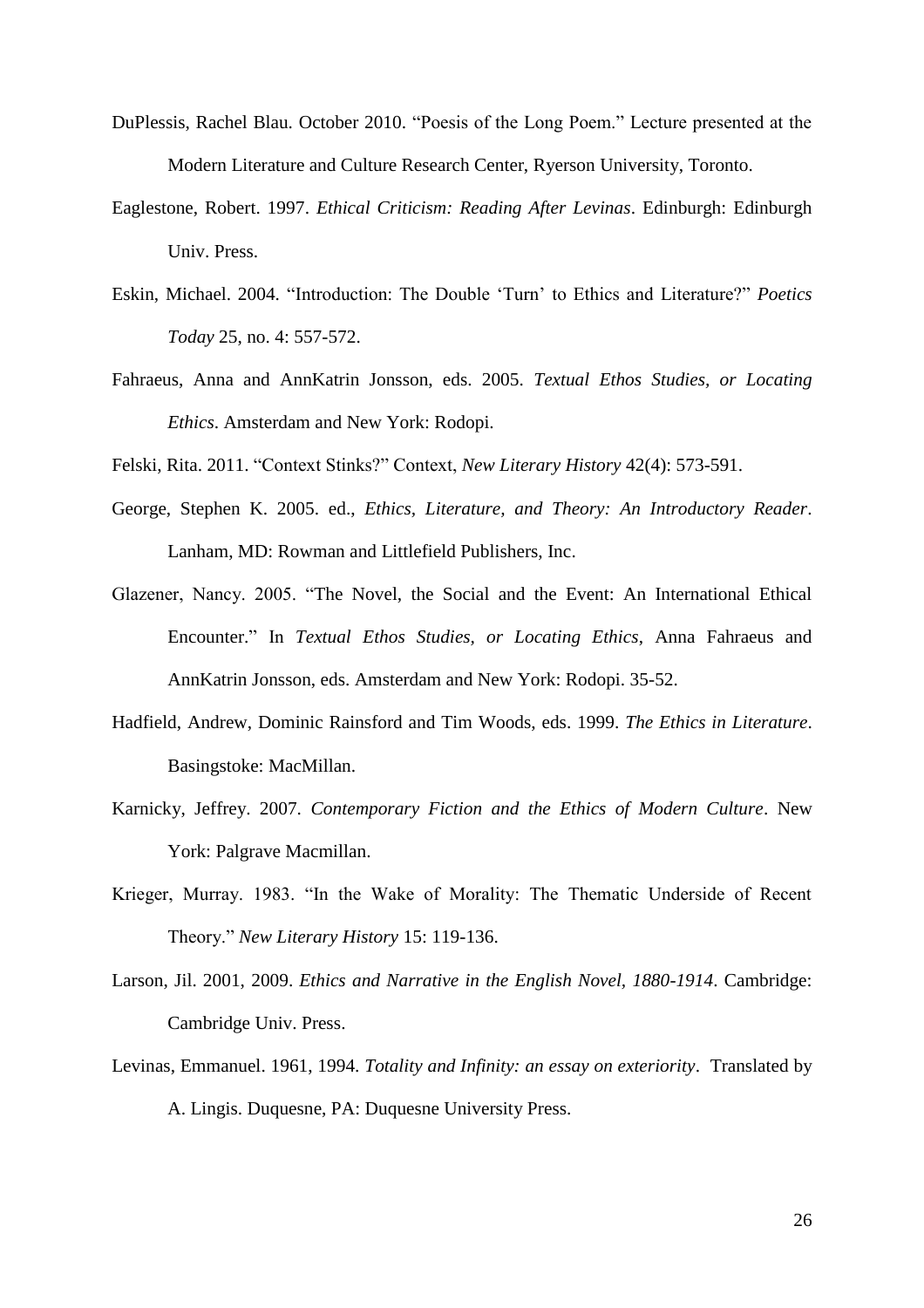DuPlessis, Rachel Blau. October 2010. “Poesis of the Long Poem.” Lecture presented at the Modern Literature and Culture Research Center, Ryerson University, Toronto.

Eaglestone, Robert. 1997. *Ethical Criticism: Reading After Levinas*. Edinburgh: Edinburgh Univ. Press.

Eskin, Michael. 2004. “Introduction: The Double ‘Turn’ to Ethics and Literature?” *Poetics Today* 25, no. 4: 557-572.

Fahraeus, Anna and AnnKatrin Jonsson, eds. 2005. *Textual Ethos Studies, or Locating Ethics*. Amsterdam and New York: Rodopi.

Felski, Rita. 2011. “Context Stinks?” Context, *New Literary History* 42(4): 573-591.

George, Stephen K. 2005. ed., *Ethics, Literature, and Theory: An Introductory Reader*. Lanham, MD: Rowman and Littlefield Publishers, Inc.

Glazener, Nancy. 2005. “The Novel, the Social and the Event: An International Ethical Encounter.” In *Textual Ethos Studies, or Locating Ethics*, Anna Fahraeus and AnnKatrin Jonsson, eds. Amsterdam and New York: Rodopi. 35-52.

Hadfield, Andrew, Dominic Rainsford and Tim Woods, eds. 1999. *The Ethics in Literature*. Basingstoke: MacMillan.

Karnicky, Jeffrey. 2007. *Contemporary Fiction and the Ethics of Modern Culture*. New York: Palgrave Macmillan.

Krieger, Murray. 1983. “In the Wake of Morality: The Thematic Underside of Recent Theory.” *New Literary History* 15: 119-136.

Larson, Jil. 2001, 2009. *Ethics and Narrative in the English Novel, 1880-1914*. Cambridge: Cambridge Univ. Press.

Levinas, Emmanuel. 1961, 1994. *Totality and Infinity: an essay on exteriority*. Translated by A. Lingis. Duquesne, PA: Duquesne University Press.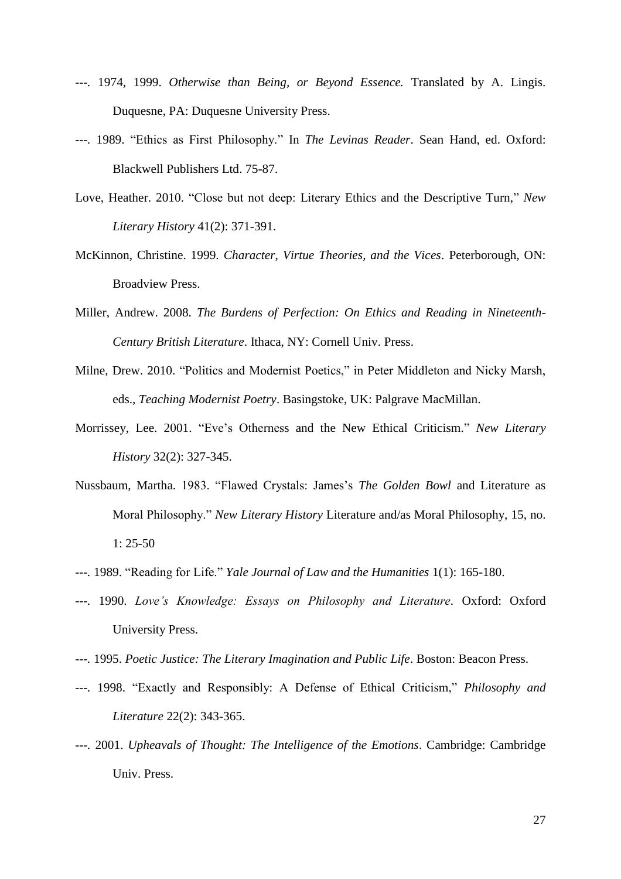---. 1974, 1999. *Otherwise than Being, or Beyond Essence.* Translated by A. Lingis. Duquesne, PA: Duquesne University Press.

---. 1989. "Ethics as First Philosophy." In *The Levinas Reader*. Sean Hand, ed. Oxford: Blackwell Publishers Ltd. 75-87.

Love, Heather. 2010. "Close but not deep: Literary Ethics and the Descriptive Turn," *New Literary History* 41(2): 371-391.

McKinnon, Christine. 1999. *Character, Virtue Theories, and the Vices*. Peterborough, ON: Broadview Press.

Miller, Andrew. 2008. *The Burdens of Perfection: On Ethics and Reading in Nineteenth-Century British Literature*. Ithaca, NY: Cornell Univ. Press.

Milne, Drew. 2010. "Politics and Modernist Poetics," in Peter Middleton and Nicky Marsh, eds., *Teaching Modernist Poetry*. Basingstoke, UK: Palgrave MacMillan.

Morrissey, Lee. 2001. "Eve's Otherness and the New Ethical Criticism." *New Literary History* 32(2): 327-345.

Nussbaum, Martha. 1983. "Flawed Crystals: James's *The Golden Bowl* and Literature as Moral Philosophy." *New Literary History* Literature and/as Moral Philosophy, 15, no. 1: 25-50

---. 1989. "Reading for Life." *Yale Journal of Law and the Humanities* 1(1): 165-180.

---. 1990. *Love's Knowledge: Essays on Philosophy and Literature*. Oxford: Oxford University Press.

---. 1995. *Poetic Justice: The Literary Imagination and Public Life*. Boston: Beacon Press.

---. 1998. "Exactly and Responsibly: A Defense of Ethical Criticism," *Philosophy and Literature* 22(2): 343-365.

---. 2001. *Upheavals of Thought: The Intelligence of the Emotions*. Cambridge: Cambridge Univ. Press.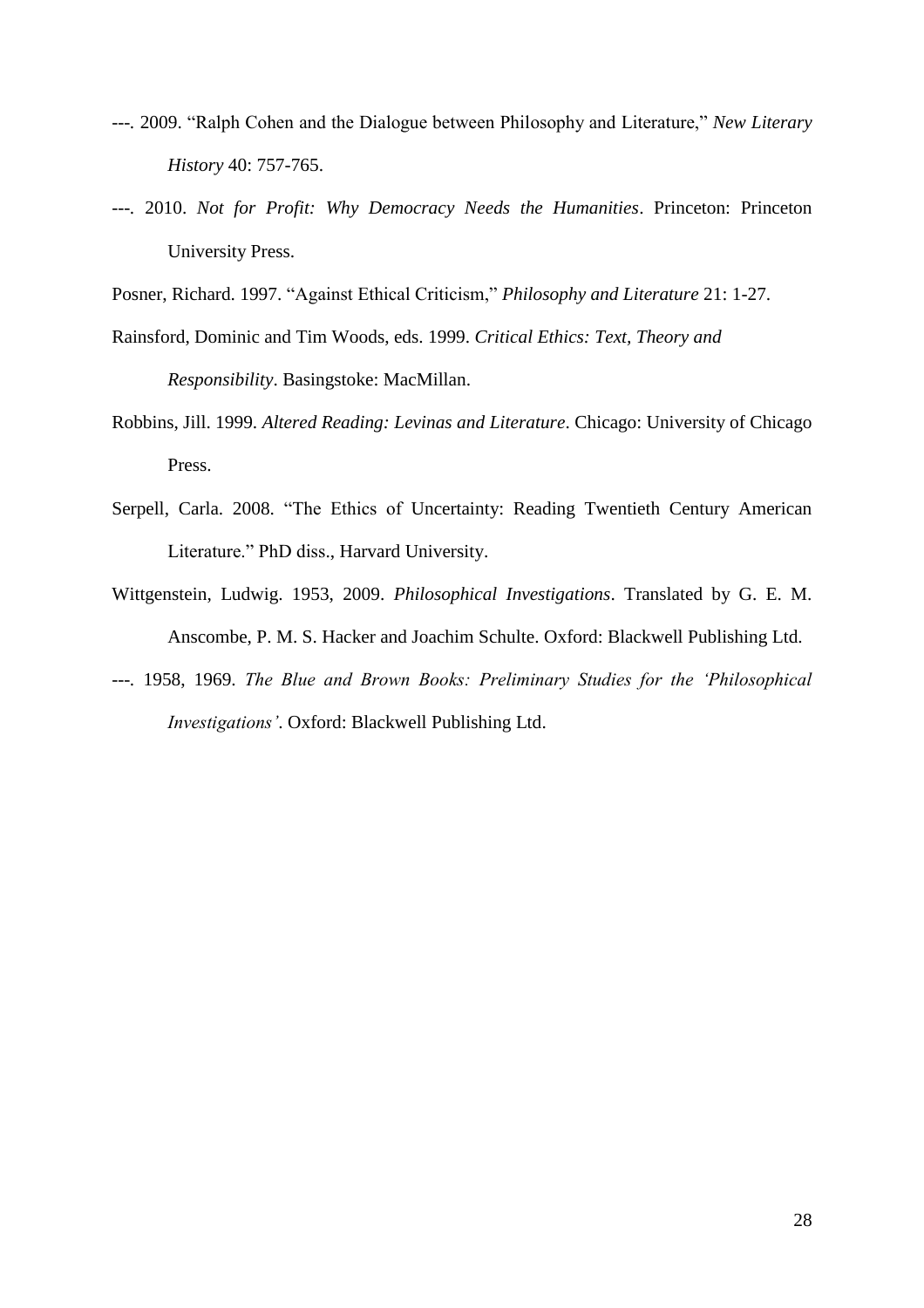---. 2009. "Ralph Cohen and the Dialogue between Philosophy and Literature," *New Literary History* 40: 757-765.

---. 2010. *Not for Profit: Why Democracy Needs the Humanities*. Princeton: Princeton University Press.

Posner, Richard. 1997. "Against Ethical Criticism," *Philosophy and Literature* 21: 1-27.

Rainsford, Dominic and Tim Woods, eds. 1999. *Critical Ethics: Text, Theory and Responsibility*. Basingstoke: MacMillan.

Robbins, Jill. 1999. *Altered Reading: Levinas and Literature*. Chicago: University of Chicago Press.

Serpell, Carla. 2008. "The Ethics of Uncertainty: Reading Twentieth Century American Literature." PhD diss., Harvard University.

Wittgenstein, Ludwig. 1953, 2009. *Philosophical Investigations*. Translated by G. E. M. Anscombe, P. M. S. Hacker and Joachim Schulte. Oxford: Blackwell Publishing Ltd.

---. 1958, 1969. *The Blue and Brown Books: Preliminary Studies for the 'Philosophical Investigations'*. Oxford: Blackwell Publishing Ltd.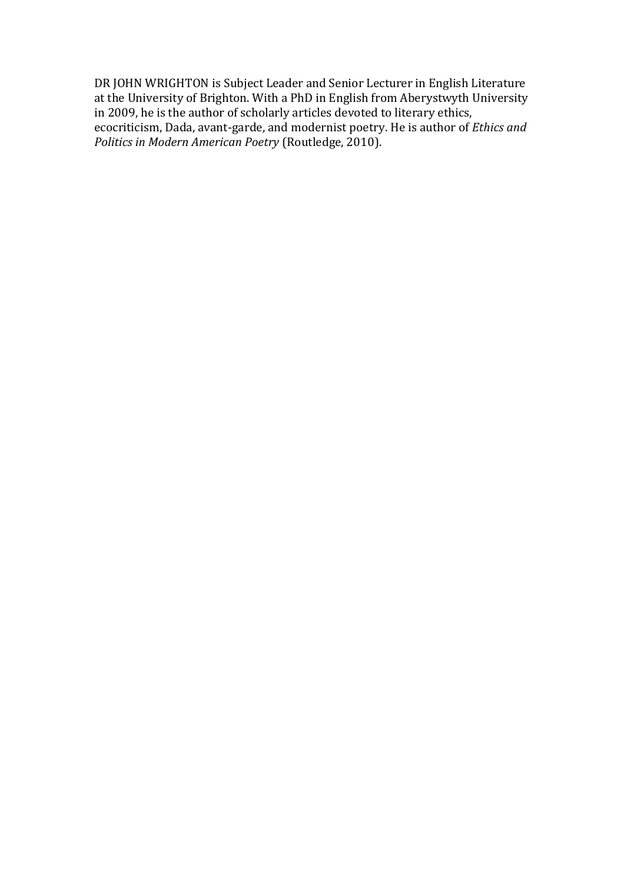DR JOHN WRIGHTON is Subject Leader and Senior Lecturer in English Literature at the University of Brighton. With a PhD in English from Aberystwyth University in 2009, he is the author of scholarly articles devoted to literary ethics, ecocriticism, Dada, avant-garde, and modernist poetry. He is author of *Ethics and Politics in Modern American Poetry* (Routledge, 2010).